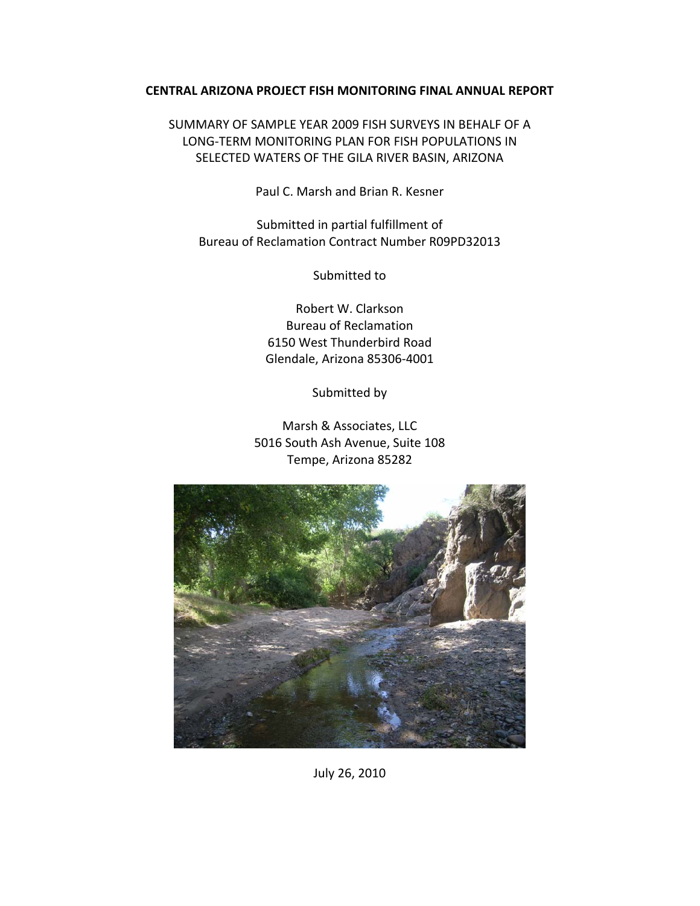# CENTRAL ARIZONA PROJECT FISH MONITORING FINAL ANNUAL REPORT

SUMMARY OF SAMPLE YEAR 2009 FISH SURVEYS IN BEHALF OF A LONG-TERM MONITORING PLAN FOR FISH POPULATIONS IN SELECTED WATERS OF THE GILA RIVER BASIN, ARIZONA

Paul C. Marsh and Brian R. Kesner

Submitted in partial fulfillment of
Bureau of Reclamation Contract Number R09PD32013

Submitted to

Robert W. Clarkson
Bureau of Reclamation
6150 West Thunderbird Road
Glendale, Arizona 85306-4001

Submitted by

Marsh & Associates, LLC
5016 South Ash Avenue, Suite 108
Tempe, Arizona 85282

July 26, 2010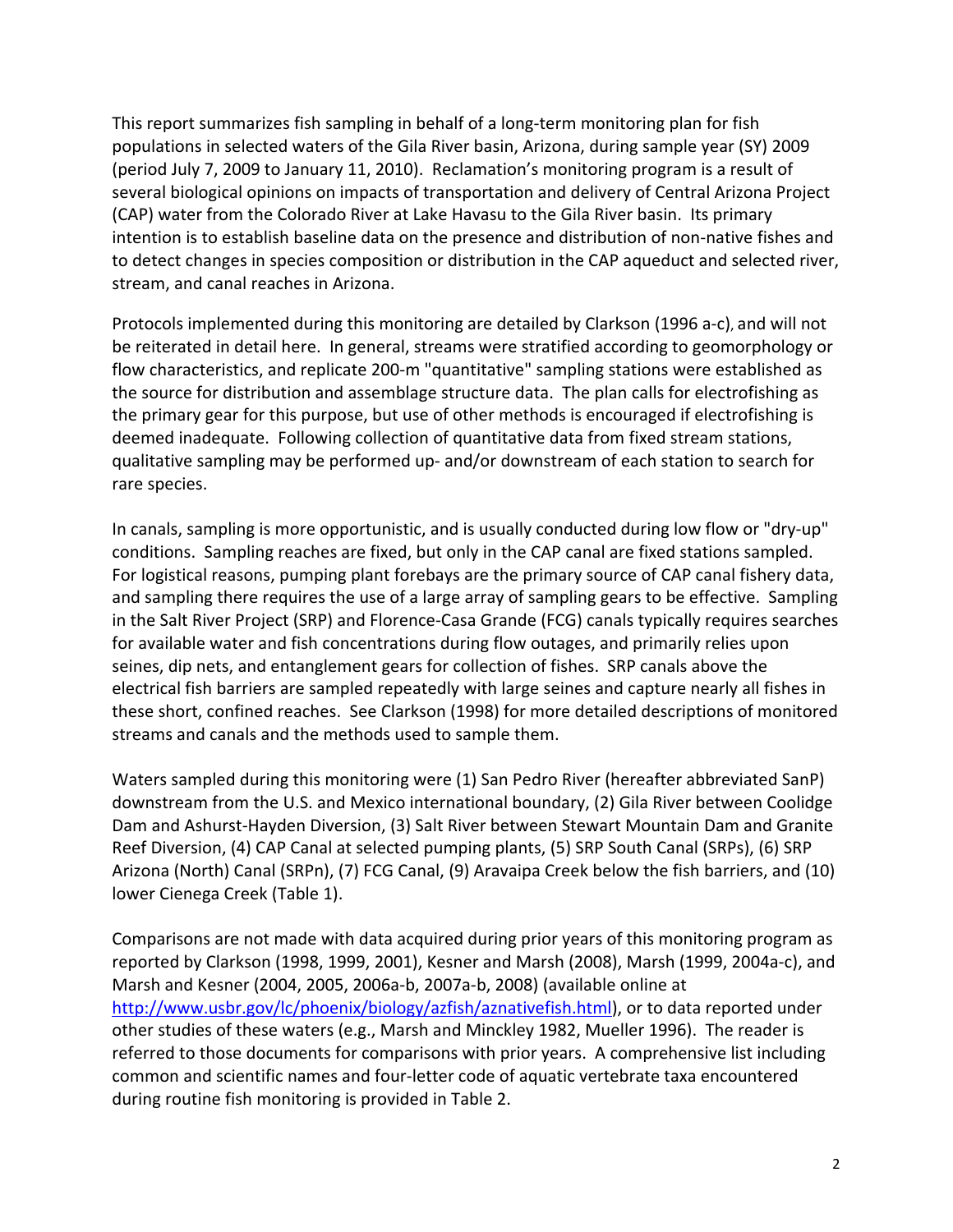This report summarizes fish sampling in behalf of a long-term monitoring plan for fish populations in selected waters of the Gila River basin, Arizona, during sample year (SY) 2009 (period July 7, 2009 to January 11, 2010). Reclamation's monitoring program is a result of several biological opinions on impacts of transportation and delivery of Central Arizona Project (CAP) water from the Colorado River at Lake Havasu to the Gila River basin. Its primary intention is to establish baseline data on the presence and distribution of non-native fishes and to detect changes in species composition or distribution in the CAP aqueduct and selected river, stream, and canal reaches in Arizona.

Protocols implemented during this monitoring are detailed by Clarkson (1996 a-c), and will not be reiterated in detail here. In general, streams were stratified according to geomorphology or flow characteristics, and replicate 200-m "quantitative" sampling stations were established as the source for distribution and assemblage structure data. The plan calls for electrofishing as the primary gear for this purpose, but use of other methods is encouraged if electrofishing is deemed inadequate. Following collection of quantitative data from fixed stream stations, qualitative sampling may be performed up- and/or downstream of each station to search for rare species.

In canals, sampling is more opportunistic, and is usually conducted during low flow or "dry-up" conditions. Sampling reaches are fixed, but only in the CAP canal are fixed stations sampled. For logistical reasons, pumping plant forebays are the primary source of CAP canal fishery data, and sampling there requires the use of a large array of sampling gears to be effective. Sampling in the Salt River Project (SRP) and Florence-Casa Grande (FCG) canals typically requires searches for available water and fish concentrations during flow outages, and primarily relies upon seines, dip nets, and entanglement gears for collection of fishes. SRP canals above the electrical fish barriers are sampled repeatedly with large seines and capture nearly all fishes in these short, confined reaches. See Clarkson (1998) for more detailed descriptions of monitored streams and canals and the methods used to sample them.

Waters sampled during this monitoring were (1) San Pedro River (hereafter abbreviated SanP) downstream from the U.S. and Mexico international boundary, (2) Gila River between Coolidge Dam and Ashurst-Hayden Diversion, (3) Salt River between Stewart Mountain Dam and Granite Reef Diversion, (4) CAP Canal at selected pumping plants, (5) SRP South Canal (SRPs), (6) SRP Arizona (North) Canal (SRPn), (7) FCG Canal, (9) Aravaipa Creek below the fish barriers, and (10) lower Cienega Creek (Table 1).

Comparisons are not made with data acquired during prior years of this monitoring program as reported by Clarkson (1998, 1999, 2001), Kesner and Marsh (2008), Marsh (1999, 2004a-c), and Marsh and Kesner (2004, 2005, 2006a-b, 2007a-b, 2008) (available online at http://www.usbr.gov/lc/phoenix/biology/azfish/aznativefish.html), or to data reported under other studies of these waters (e.g., Marsh and Minckley 1982, Mueller 1996). The reader is referred to those documents for comparisons with prior years. A comprehensive list including common and scientific names and four-letter code of aquatic vertebrate taxa encountered during routine fish monitoring is provided in Table 2.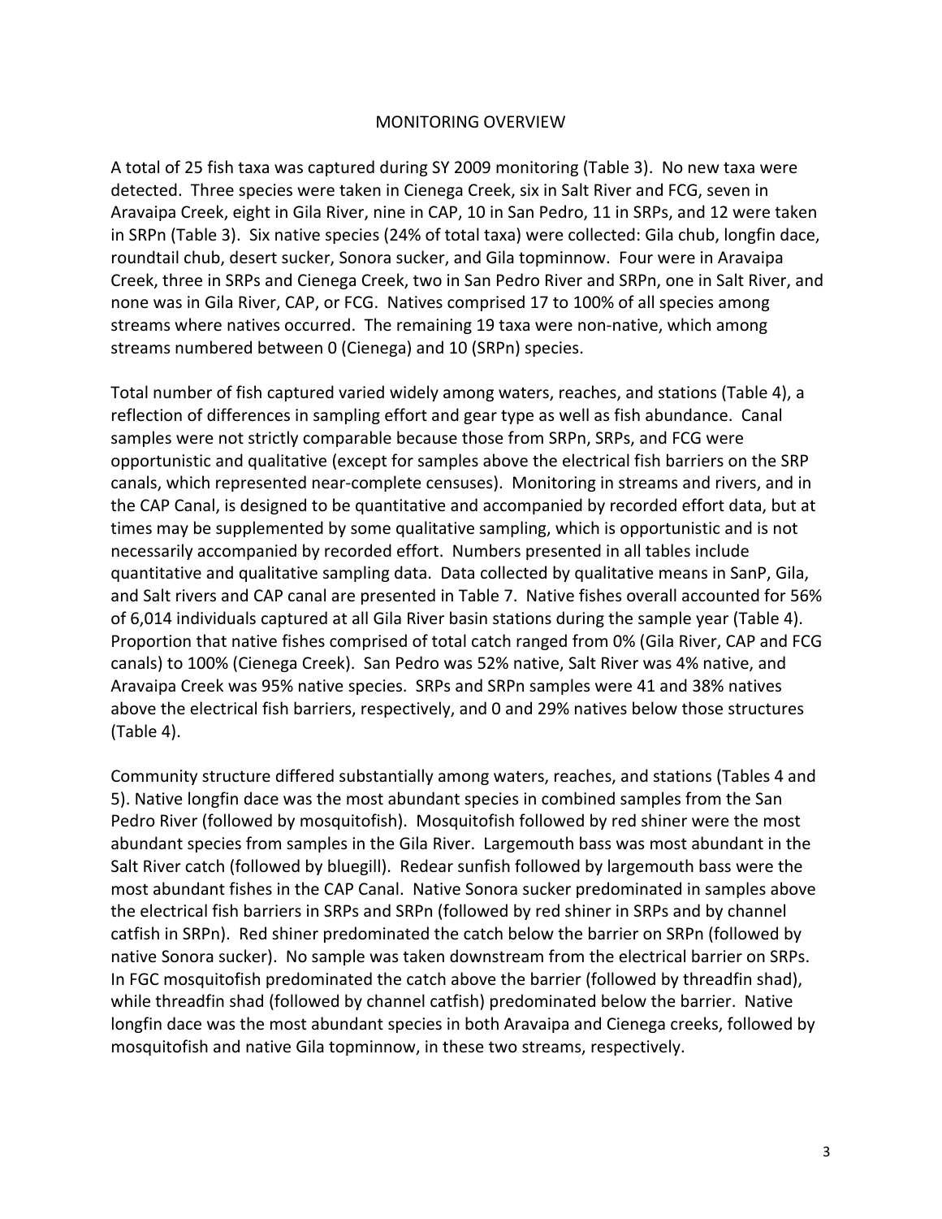## MONITORING OVERVIEW

A total of 25 fish taxa was captured during SY 2009 monitoring (Table 3). No new taxa were detected. Three species were taken in Cienega Creek, six in Salt River and FCG, seven in Aravaipa Creek, eight in Gila River, nine in CAP, 10 in San Pedro, 11 in SRPs, and 12 were taken in SRPn (Table 3). Six native species (24% of total taxa) were collected: Gila chub, longfin dace, roundtail chub, desert sucker, Sonora sucker, and Gila topminnow. Four were in Aravaipa Creek, three in SRPs and Cienega Creek, two in San Pedro River and SRPn, one in Salt River, and none was in Gila River, CAP, or FCG. Natives comprised 17 to 100% of all species among streams where natives occurred. The remaining 19 taxa were non-native, which among streams numbered between 0 (Cienega) and 10 (SRPn) species.

Total number of fish captured varied widely among waters, reaches, and stations (Table 4), a reflection of differences in sampling effort and gear type as well as fish abundance. Canal samples were not strictly comparable because those from SRPn, SRPs, and FCG were opportunistic and qualitative (except for samples above the electrical fish barriers on the SRP canals, which represented near-complete censuses). Monitoring in streams and rivers, and in the CAP Canal, is designed to be quantitative and accompanied by recorded effort data, but at times may be supplemented by some qualitative sampling, which is opportunistic and is not necessarily accompanied by recorded effort. Numbers presented in all tables include quantitative and qualitative sampling data. Data collected by qualitative means in SanP, Gila, and Salt rivers and CAP canal are presented in Table 7. Native fishes overall accounted for 56% of 6,014 individuals captured at all Gila River basin stations during the sample year (Table 4). Proportion that native fishes comprised of total catch ranged from 0% (Gila River, CAP and FCG canals) to 100% (Cienega Creek). San Pedro was 52% native, Salt River was 4% native, and Aravaipa Creek was 95% native species. SRPs and SRPn samples were 41 and 38% natives above the electrical fish barriers, respectively, and 0 and 29% natives below those structures (Table 4).

Community structure differed substantially among waters, reaches, and stations (Tables 4 and 5). Native longfin dace was the most abundant species in combined samples from the San Pedro River (followed by mosquitofish). Mosquitofish followed by red shiner were the most abundant species from samples in the Gila River. Largemouth bass was most abundant in the Salt River catch (followed by bluegill). Redear sunfish followed by largemouth bass were the most abundant fishes in the CAP Canal. Native Sonora sucker predominated in samples above the electrical fish barriers in SRPs and SRPn (followed by red shiner in SRPs and by channel catfish in SRPn). Red shiner predominated the catch below the barrier on SRPn (followed by native Sonora sucker). No sample was taken downstream from the electrical barrier on SRPs. In FGC mosquitofish predominated the catch above the barrier (followed by threadfin shad), while threadfin shad (followed by channel catfish) predominated below the barrier. Native longfin dace was the most abundant species in both Aravaipa and Cienega creeks, followed by mosquitofish and native Gila topminnow, in these two streams, respectively.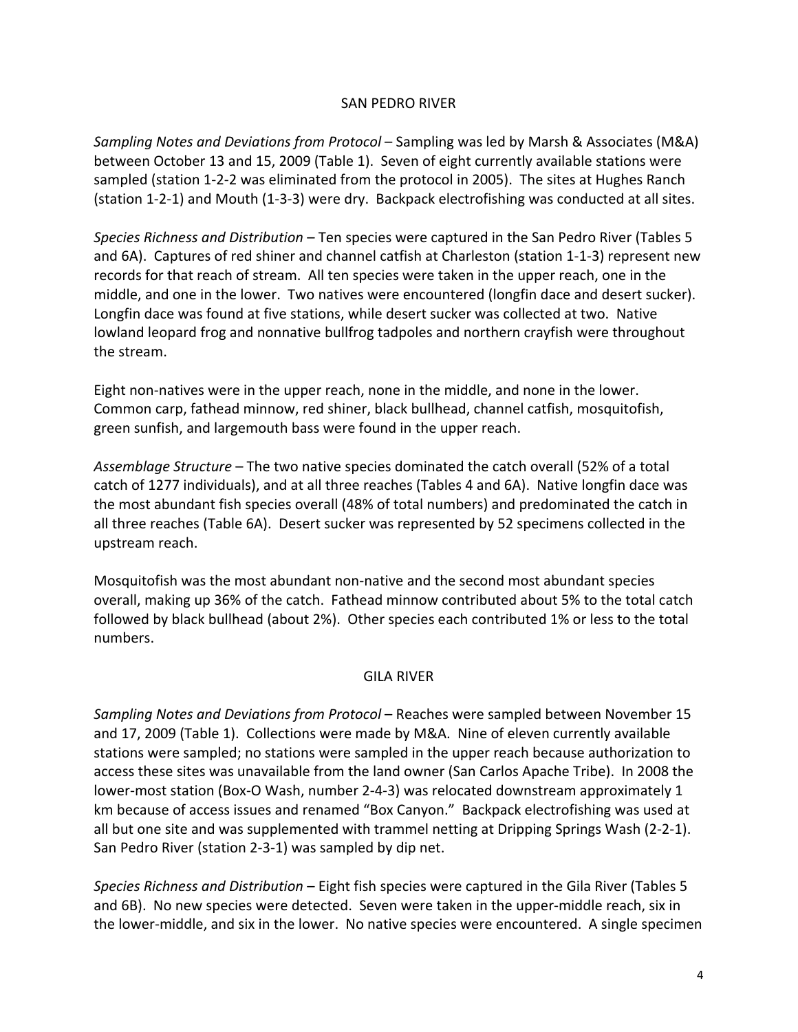## SAN PEDRO RIVER

*Sampling Notes and Deviations from Protocol* – Sampling was led by Marsh & Associates (M&A) between October 13 and 15, 2009 (Table 1). Seven of eight currently available stations were sampled (station 1-2-2 was eliminated from the protocol in 2005). The sites at Hughes Ranch (station 1-2-1) and Mouth (1-3-3) were dry. Backpack electrofishing was conducted at all sites.

*Species Richness and Distribution* – Ten species were captured in the San Pedro River (Tables 5 and 6A). Captures of red shiner and channel catfish at Charleston (station 1-1-3) represent new records for that reach of stream. All ten species were taken in the upper reach, one in the middle, and one in the lower. Two natives were encountered (longfin dace and desert sucker). Longfin dace was found at five stations, while desert sucker was collected at two. Native lowland leopard frog and nonnative bullfrog tadpoles and northern crayfish were throughout the stream.

Eight non-natives were in the upper reach, none in the middle, and none in the lower. Common carp, fathead minnow, red shiner, black bullhead, channel catfish, mosquitofish, green sunfish, and largemouth bass were found in the upper reach.

*Assemblage Structure* – The two native species dominated the catch overall (52% of a total catch of 1277 individuals), and at all three reaches (Tables 4 and 6A). Native longfin dace was the most abundant fish species overall (48% of total numbers) and predominated the catch in all three reaches (Table 6A). Desert sucker was represented by 52 specimens collected in the upstream reach.

Mosquitofish was the most abundant non-native and the second most abundant species overall, making up 36% of the catch. Fathead minnow contributed about 5% to the total catch followed by black bullhead (about 2%). Other species each contributed 1% or less to the total numbers.

## GILA RIVER

*Sampling Notes and Deviations from Protocol* – Reaches were sampled between November 15 and 17, 2009 (Table 1). Collections were made by M&A. Nine of eleven currently available stations were sampled; no stations were sampled in the upper reach because authorization to access these sites was unavailable from the land owner (San Carlos Apache Tribe). In 2008 the lower-most station (Box-O Wash, number 2-4-3) was relocated downstream approximately 1 km because of access issues and renamed "Box Canyon." Backpack electrofishing was used at all but one site and was supplemented with trammel netting at Dripping Springs Wash (2-2-1). San Pedro River (station 2-3-1) was sampled by dip net.

*Species Richness and Distribution* – Eight fish species were captured in the Gila River (Tables 5 and 6B). No new species were detected. Seven were taken in the upper-middle reach, six in the lower-middle, and six in the lower. No native species were encountered. A single specimen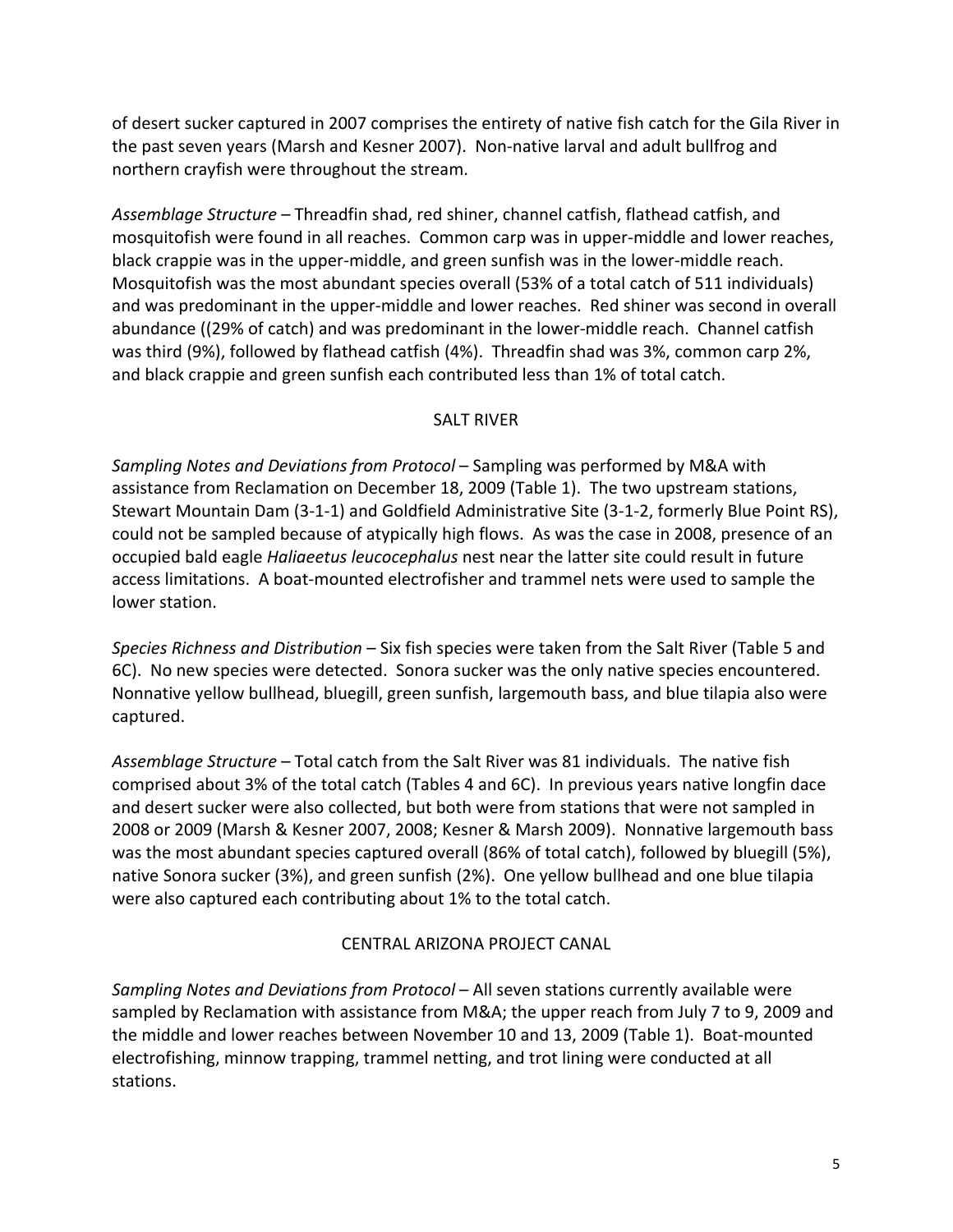of desert sucker captured in 2007 comprises the entirety of native fish catch for the Gila River in the past seven years (Marsh and Kesner 2007). Non-native larval and adult bullfrog and northern crayfish were throughout the stream.

*Assemblage Structure* – Threadfin shad, red shiner, channel catfish, flathead catfish, and mosquitofish were found in all reaches. Common carp was in upper-middle and lower reaches, black crappie was in the upper-middle, and green sunfish was in the lower-middle reach. Mosquitofish was the most abundant species overall (53% of a total catch of 511 individuals) and was predominant in the upper-middle and lower reaches. Red shiner was second in overall abundance ((29% of catch) and was predominant in the lower-middle reach. Channel catfish was third (9%), followed by flathead catfish (4%). Threadfin shad was 3%, common carp 2%, and black crappie and green sunfish each contributed less than 1% of total catch.

## SALT RIVER

*Sampling Notes and Deviations from Protocol* – Sampling was performed by M&A with assistance from Reclamation on December 18, 2009 (Table 1). The two upstream stations, Stewart Mountain Dam (3-1-1) and Goldfield Administrative Site (3-1-2, formerly Blue Point RS), could not be sampled because of atypically high flows. As was the case in 2008, presence of an occupied bald eagle *Haliaeetus leucocephalus* nest near the latter site could result in future access limitations. A boat-mounted electrofisher and trammel nets were used to sample the lower station.

*Species Richness and Distribution* – Six fish species were taken from the Salt River (Table 5 and 6C). No new species were detected. Sonora sucker was the only native species encountered. Nonnative yellow bullhead, bluegill, green sunfish, largemouth bass, and blue tilapia also were captured.

*Assemblage Structure* – Total catch from the Salt River was 81 individuals. The native fish comprised about 3% of the total catch (Tables 4 and 6C). In previous years native longfin dace and desert sucker were also collected, but both were from stations that were not sampled in 2008 or 2009 (Marsh & Kesner 2007, 2008; Kesner & Marsh 2009). Nonnative largemouth bass was the most abundant species captured overall (86% of total catch), followed by bluegill (5%), native Sonora sucker (3%), and green sunfish (2%). One yellow bullhead and one blue tilapia were also captured each contributing about 1% to the total catch.

## CENTRAL ARIZONA PROJECT CANAL

*Sampling Notes and Deviations from Protocol* – All seven stations currently available were sampled by Reclamation with assistance from M&A; the upper reach from July 7 to 9, 2009 and the middle and lower reaches between November 10 and 13, 2009 (Table 1). Boat-mounted electrofishing, minnow trapping, trammel netting, and trot lining were conducted at all stations.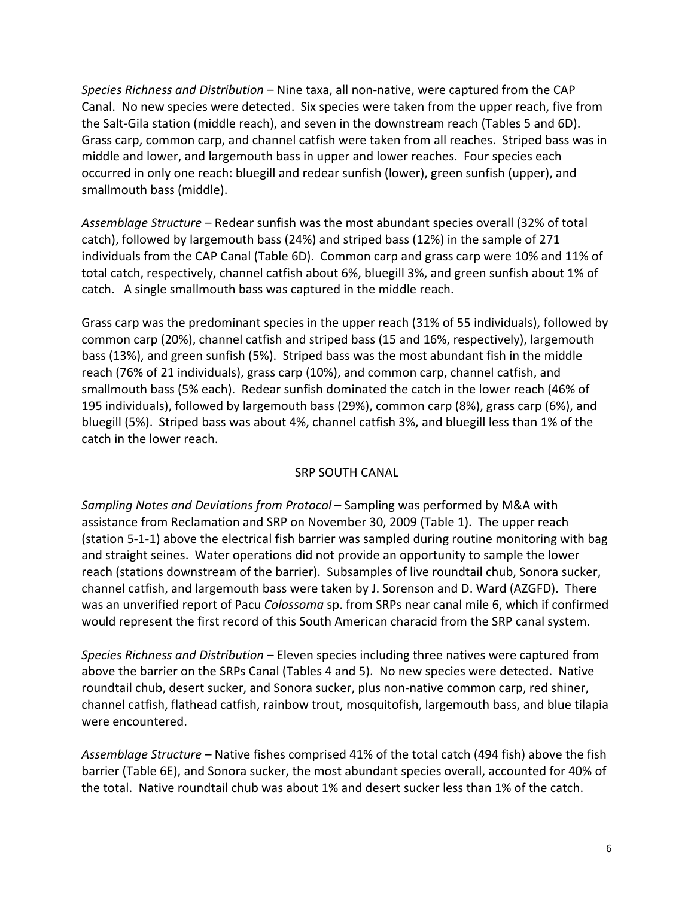*Species Richness and Distribution* – Nine taxa, all non-native, were captured from the CAP Canal. No new species were detected. Six species were taken from the upper reach, five from the Salt-Gila station (middle reach), and seven in the downstream reach (Tables 5 and 6D). Grass carp, common carp, and channel catfish were taken from all reaches. Striped bass was in middle and lower, and largemouth bass in upper and lower reaches. Four species each occurred in only one reach: bluegill and redear sunfish (lower), green sunfish (upper), and smallmouth bass (middle).

*Assemblage Structure* – Redear sunfish was the most abundant species overall (32% of total catch), followed by largemouth bass (24%) and striped bass (12%) in the sample of 271 individuals from the CAP Canal (Table 6D). Common carp and grass carp were 10% and 11% of total catch, respectively, channel catfish about 6%, bluegill 3%, and green sunfish about 1% of catch. A single smallmouth bass was captured in the middle reach.

Grass carp was the predominant species in the upper reach (31% of 55 individuals), followed by common carp (20%), channel catfish and striped bass (15 and 16%, respectively), largemouth bass (13%), and green sunfish (5%). Striped bass was the most abundant fish in the middle reach (76% of 21 individuals), grass carp (10%), and common carp, channel catfish, and smallmouth bass (5% each). Redear sunfish dominated the catch in the lower reach (46% of 195 individuals), followed by largemouth bass (29%), common carp (8%), grass carp (6%), and bluegill (5%). Striped bass was about 4%, channel catfish 3%, and bluegill less than 1% of the catch in the lower reach.

## SRP SOUTH CANAL

*Sampling Notes and Deviations from Protocol* – Sampling was performed by M&A with assistance from Reclamation and SRP on November 30, 2009 (Table 1). The upper reach (station 5-1-1) above the electrical fish barrier was sampled during routine monitoring with bag and straight seines. Water operations did not provide an opportunity to sample the lower reach (stations downstream of the barrier). Subsamples of live roundtail chub, Sonora sucker, channel catfish, and largemouth bass were taken by J. Sorenson and D. Ward (AZGFD). There was an unverified report of Pacu *Colossoma* sp. from SRPs near canal mile 6, which if confirmed would represent the first record of this South American characid from the SRP canal system.

*Species Richness and Distribution* – Eleven species including three natives were captured from above the barrier on the SRPs Canal (Tables 4 and 5). No new species were detected. Native roundtail chub, desert sucker, and Sonora sucker, plus non-native common carp, red shiner, channel catfish, flathead catfish, rainbow trout, mosquitofish, largemouth bass, and blue tilapia were encountered.

*Assemblage Structure* – Native fishes comprised 41% of the total catch (494 fish) above the fish barrier (Table 6E), and Sonora sucker, the most abundant species overall, accounted for 40% of the total. Native roundtail chub was about 1% and desert sucker less than 1% of the catch.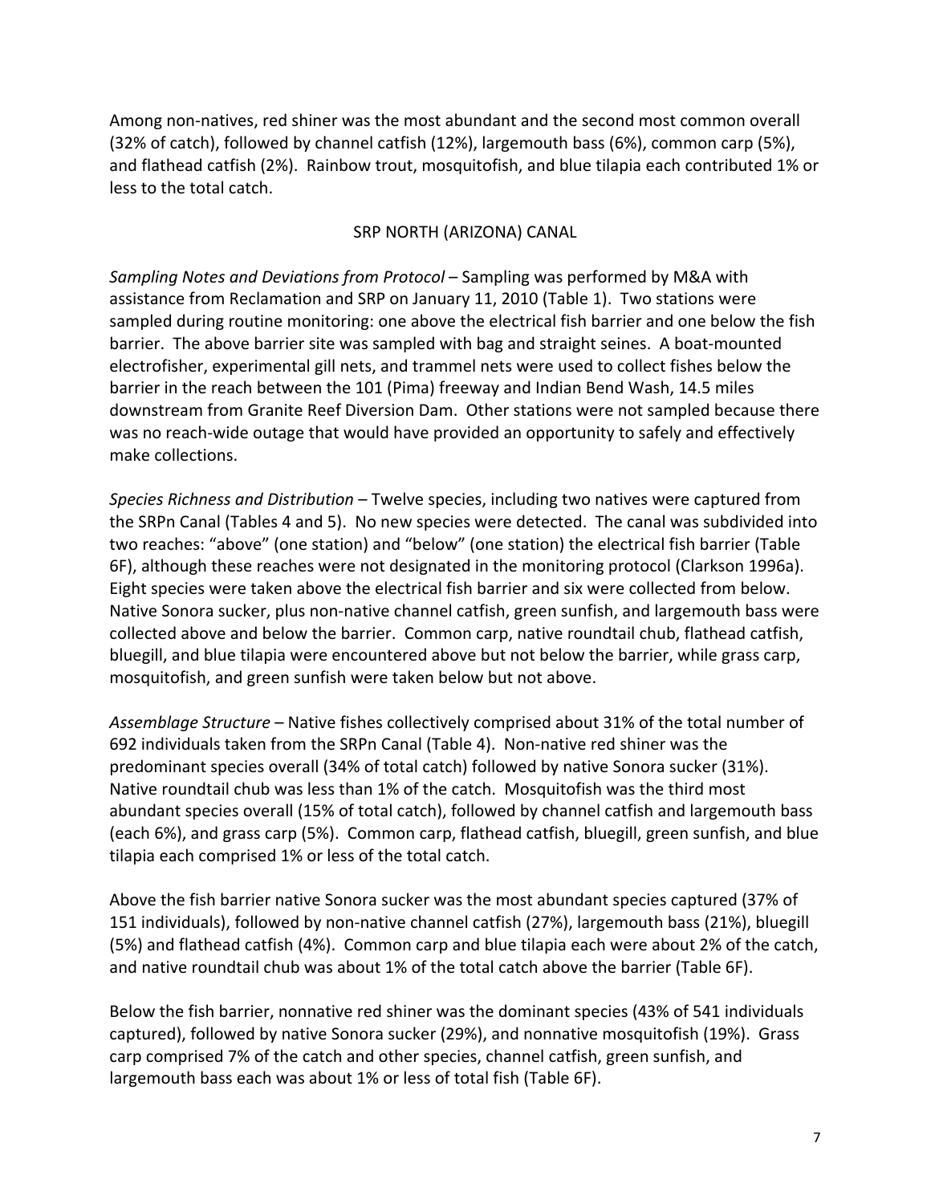Among non-natives, red shiner was the most abundant and the second most common overall (32% of catch), followed by channel catfish (12%), largemouth bass (6%), common carp (5%), and flathead catfish (2%). Rainbow trout, mosquitofish, and blue tilapia each contributed 1% or less to the total catch.

## SRP NORTH (ARIZONA) CANAL

*Sampling Notes and Deviations from Protocol* – Sampling was performed by M&A with assistance from Reclamation and SRP on January 11, 2010 (Table 1). Two stations were sampled during routine monitoring: one above the electrical fish barrier and one below the fish barrier. The above barrier site was sampled with bag and straight seines. A boat-mounted electrofisher, experimental gill nets, and trammel nets were used to collect fishes below the barrier in the reach between the 101 (Pima) freeway and Indian Bend Wash, 14.5 miles downstream from Granite Reef Diversion Dam. Other stations were not sampled because there was no reach-wide outage that would have provided an opportunity to safely and effectively make collections.

*Species Richness and Distribution* – Twelve species, including two natives were captured from the SRPn Canal (Tables 4 and 5). No new species were detected. The canal was subdivided into two reaches: "above" (one station) and "below" (one station) the electrical fish barrier (Table 6F), although these reaches were not designated in the monitoring protocol (Clarkson 1996a). Eight species were taken above the electrical fish barrier and six were collected from below. Native Sonora sucker, plus non-native channel catfish, green sunfish, and largemouth bass were collected above and below the barrier. Common carp, native roundtail chub, flathead catfish, bluegill, and blue tilapia were encountered above but not below the barrier, while grass carp, mosquitofish, and green sunfish were taken below but not above.

*Assemblage Structure* – Native fishes collectively comprised about 31% of the total number of 692 individuals taken from the SRPn Canal (Table 4). Non-native red shiner was the predominant species overall (34% of total catch) followed by native Sonora sucker (31%). Native roundtail chub was less than 1% of the catch. Mosquitofish was the third most abundant species overall (15% of total catch), followed by channel catfish and largemouth bass (each 6%), and grass carp (5%). Common carp, flathead catfish, bluegill, green sunfish, and blue tilapia each comprised 1% or less of the total catch.

Above the fish barrier native Sonora sucker was the most abundant species captured (37% of 151 individuals), followed by non-native channel catfish (27%), largemouth bass (21%), bluegill (5%) and flathead catfish (4%). Common carp and blue tilapia each were about 2% of the catch, and native roundtail chub was about 1% of the total catch above the barrier (Table 6F).

Below the fish barrier, nonnative red shiner was the dominant species (43% of 541 individuals captured), followed by native Sonora sucker (29%), and nonnative mosquitofish (19%). Grass carp comprised 7% of the catch and other species, channel catfish, green sunfish, and largemouth bass each was about 1% or less of total fish (Table 6F).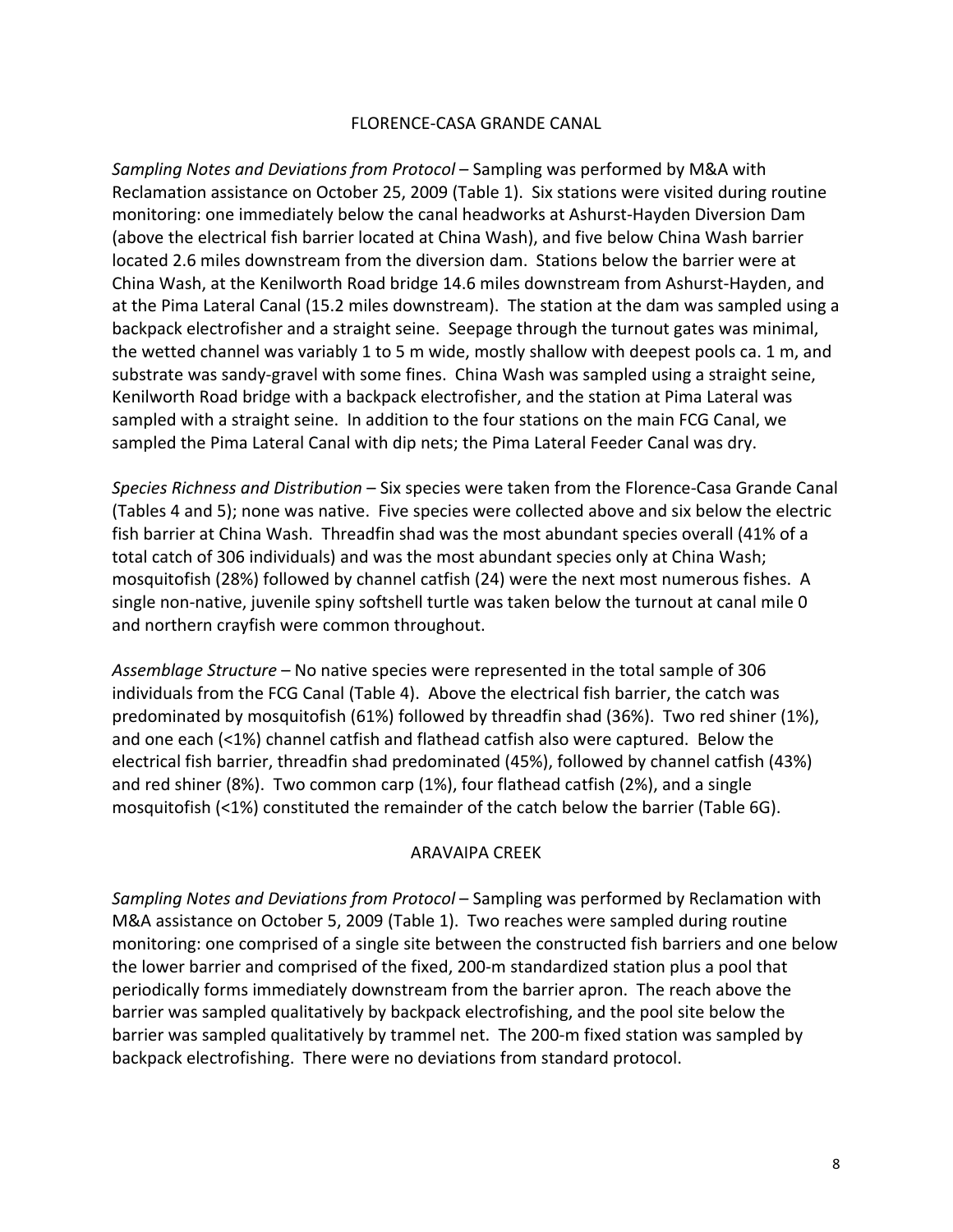## FLORENCE-CASA GRANDE CANAL

*Sampling Notes and Deviations from Protocol* – Sampling was performed by M&A with Reclamation assistance on October 25, 2009 (Table 1). Six stations were visited during routine monitoring: one immediately below the canal headworks at Ashurst-Hayden Diversion Dam (above the electrical fish barrier located at China Wash), and five below China Wash barrier located 2.6 miles downstream from the diversion dam. Stations below the barrier were at China Wash, at the Kenilworth Road bridge 14.6 miles downstream from Ashurst-Hayden, and at the Pima Lateral Canal (15.2 miles downstream). The station at the dam was sampled using a backpack electrofisher and a straight seine. Seepage through the turnout gates was minimal, the wetted channel was variably 1 to 5 m wide, mostly shallow with deepest pools ca. 1 m, and substrate was sandy-gravel with some fines. China Wash was sampled using a straight seine, Kenilworth Road bridge with a backpack electrofisher, and the station at Pima Lateral was sampled with a straight seine. In addition to the four stations on the main FCG Canal, we sampled the Pima Lateral Canal with dip nets; the Pima Lateral Feeder Canal was dry.

*Species Richness and Distribution* – Six species were taken from the Florence-Casa Grande Canal (Tables 4 and 5); none was native. Five species were collected above and six below the electric fish barrier at China Wash. Threadfin shad was the most abundant species overall (41% of a total catch of 306 individuals) and was the most abundant species only at China Wash; mosquitofish (28%) followed by channel catfish (24) were the next most numerous fishes. A single non-native, juvenile spiny softshell turtle was taken below the turnout at canal mile 0 and northern crayfish were common throughout.

*Assemblage Structure* – No native species were represented in the total sample of 306 individuals from the FCG Canal (Table 4). Above the electrical fish barrier, the catch was predominated by mosquitofish (61%) followed by threadfin shad (36%). Two red shiner (1%), and one each (<1%) channel catfish and flathead catfish also were captured. Below the electrical fish barrier, threadfin shad predominated (45%), followed by channel catfish (43%) and red shiner (8%). Two common carp (1%), four flathead catfish (2%), and a single mosquitofish (<1%) constituted the remainder of the catch below the barrier (Table 6G).

## ARAVAIPA CREEK

*Sampling Notes and Deviations from Protocol* – Sampling was performed by Reclamation with M&A assistance on October 5, 2009 (Table 1). Two reaches were sampled during routine monitoring: one comprised of a single site between the constructed fish barriers and one below the lower barrier and comprised of the fixed, 200-m standardized station plus a pool that periodically forms immediately downstream from the barrier apron. The reach above the barrier was sampled qualitatively by backpack electrofishing, and the pool site below the barrier was sampled qualitatively by trammel net. The 200-m fixed station was sampled by backpack electrofishing. There were no deviations from standard protocol.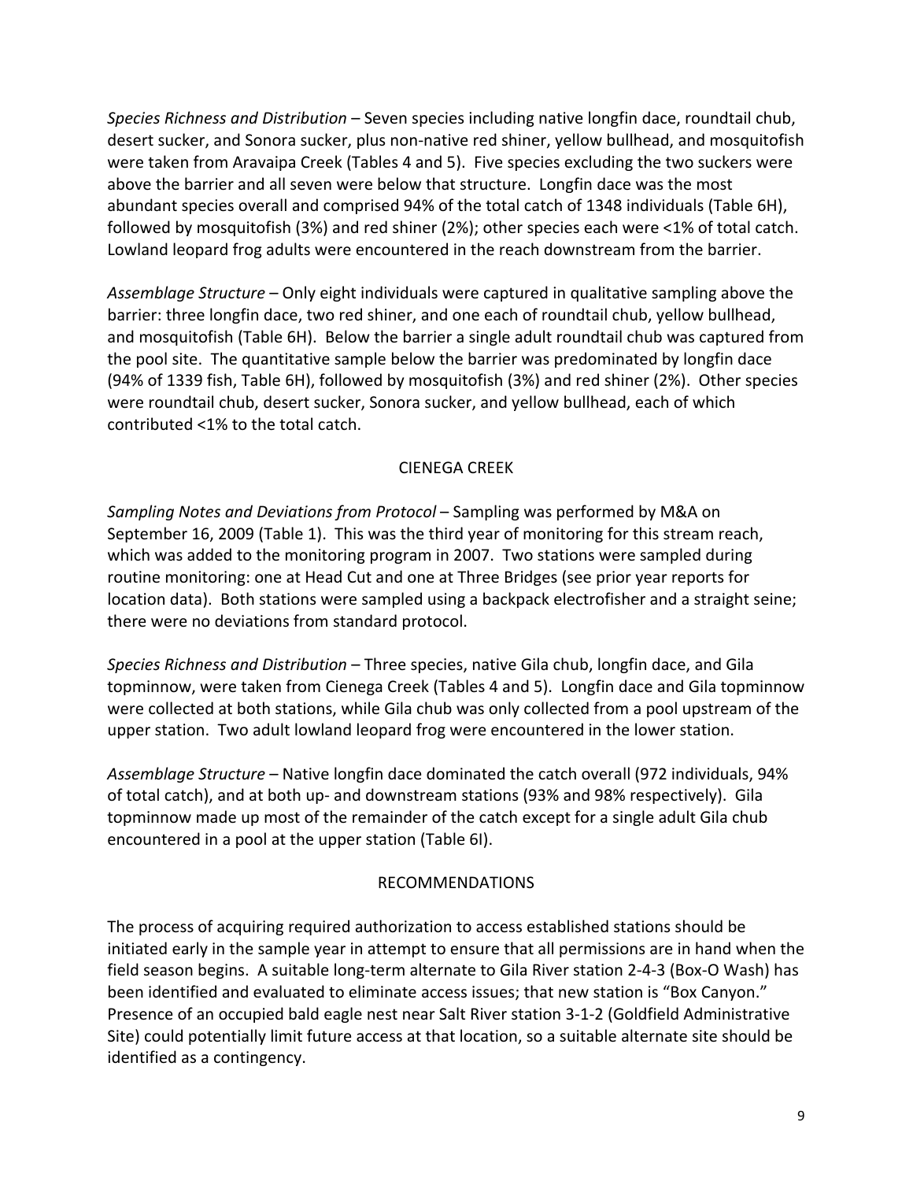*Species Richness and Distribution* – Seven species including native longfin dace, roundtail chub, desert sucker, and Sonora sucker, plus non-native red shiner, yellow bullhead, and mosquitofish were taken from Aravaipa Creek (Tables 4 and 5). Five species excluding the two suckers were above the barrier and all seven were below that structure. Longfin dace was the most abundant species overall and comprised 94% of the total catch of 1348 individuals (Table 6H), followed by mosquitofish (3%) and red shiner (2%); other species each were <1% of total catch. Lowland leopard frog adults were encountered in the reach downstream from the barrier.

*Assemblage Structure* – Only eight individuals were captured in qualitative sampling above the barrier: three longfin dace, two red shiner, and one each of roundtail chub, yellow bullhead, and mosquitofish (Table 6H). Below the barrier a single adult roundtail chub was captured from the pool site. The quantitative sample below the barrier was predominated by longfin dace (94% of 1339 fish, Table 6H), followed by mosquitofish (3%) and red shiner (2%). Other species were roundtail chub, desert sucker, Sonora sucker, and yellow bullhead, each of which contributed <1% to the total catch.

## CIENEGA CREEK

*Sampling Notes and Deviations from Protocol* – Sampling was performed by M&A on September 16, 2009 (Table 1). This was the third year of monitoring for this stream reach, which was added to the monitoring program in 2007. Two stations were sampled during routine monitoring: one at Head Cut and one at Three Bridges (see prior year reports for location data). Both stations were sampled using a backpack electrofisher and a straight seine; there were no deviations from standard protocol.

*Species Richness and Distribution* – Three species, native Gila chub, longfin dace, and Gila topminnow, were taken from Cienega Creek (Tables 4 and 5). Longfin dace and Gila topminnow were collected at both stations, while Gila chub was only collected from a pool upstream of the upper station. Two adult lowland leopard frog were encountered in the lower station.

*Assemblage Structure* – Native longfin dace dominated the catch overall (972 individuals, 94% of total catch), and at both up- and downstream stations (93% and 98% respectively). Gila topminnow made up most of the remainder of the catch except for a single adult Gila chub encountered in a pool at the upper station (Table 6I).

## RECOMMENDATIONS

The process of acquiring required authorization to access established stations should be initiated early in the sample year in attempt to ensure that all permissions are in hand when the field season begins. A suitable long-term alternate to Gila River station 2-4-3 (Box-O Wash) has been identified and evaluated to eliminate access issues; that new station is "Box Canyon." Presence of an occupied bald eagle nest near Salt River station 3-1-2 (Goldfield Administrative Site) could potentially limit future access at that location, so a suitable alternate site should be identified as a contingency.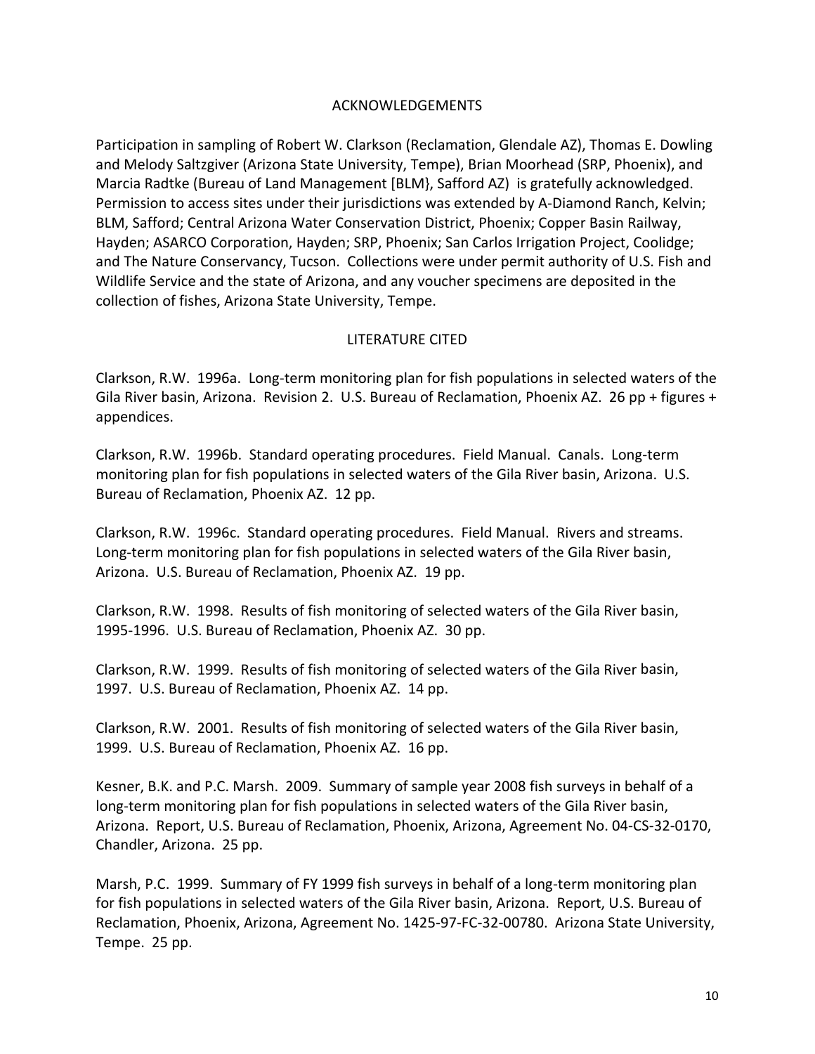## ACKNOWLEDGEMENTS

Participation in sampling of Robert W. Clarkson (Reclamation, Glendale AZ), Thomas E. Dowling and Melody Saltzgiver (Arizona State University, Tempe), Brian Moorhead (SRP, Phoenix), and Marcia Radtke (Bureau of Land Management [BLM}, Safford AZ) is gratefully acknowledged. Permission to access sites under their jurisdictions was extended by A-Diamond Ranch, Kelvin; BLM, Safford; Central Arizona Water Conservation District, Phoenix; Copper Basin Railway, Hayden; ASARCO Corporation, Hayden; SRP, Phoenix; San Carlos Irrigation Project, Coolidge; and The Nature Conservancy, Tucson. Collections were under permit authority of U.S. Fish and Wildlife Service and the state of Arizona, and any voucher specimens are deposited in the collection of fishes, Arizona State University, Tempe.

## LITERATURE CITED

Clarkson, R.W. 1996a. Long-term monitoring plan for fish populations in selected waters of the Gila River basin, Arizona. Revision 2. U.S. Bureau of Reclamation, Phoenix AZ. 26 pp + figures + appendices.

Clarkson, R.W. 1996b. Standard operating procedures. Field Manual. Canals. Long-term monitoring plan for fish populations in selected waters of the Gila River basin, Arizona. U.S. Bureau of Reclamation, Phoenix AZ. 12 pp.

Clarkson, R.W. 1996c. Standard operating procedures. Field Manual. Rivers and streams. Long-term monitoring plan for fish populations in selected waters of the Gila River basin, Arizona. U.S. Bureau of Reclamation, Phoenix AZ. 19 pp.

Clarkson, R.W. 1998. Results of fish monitoring of selected waters of the Gila River basin, 1995-1996. U.S. Bureau of Reclamation, Phoenix AZ. 30 pp.

Clarkson, R.W. 1999. Results of fish monitoring of selected waters of the Gila River basin, 1997. U.S. Bureau of Reclamation, Phoenix AZ. 14 pp.

Clarkson, R.W. 2001. Results of fish monitoring of selected waters of the Gila River basin, 1999. U.S. Bureau of Reclamation, Phoenix AZ. 16 pp.

Kesner, B.K. and P.C. Marsh. 2009. Summary of sample year 2008 fish surveys in behalf of a long-term monitoring plan for fish populations in selected waters of the Gila River basin, Arizona. Report, U.S. Bureau of Reclamation, Phoenix, Arizona, Agreement No. 04-CS-32-0170, Chandler, Arizona. 25 pp.

Marsh, P.C. 1999. Summary of FY 1999 fish surveys in behalf of a long-term monitoring plan for fish populations in selected waters of the Gila River basin, Arizona. Report, U.S. Bureau of Reclamation, Phoenix, Arizona, Agreement No. 1425-97-FC-32-00780. Arizona State University, Tempe. 25 pp.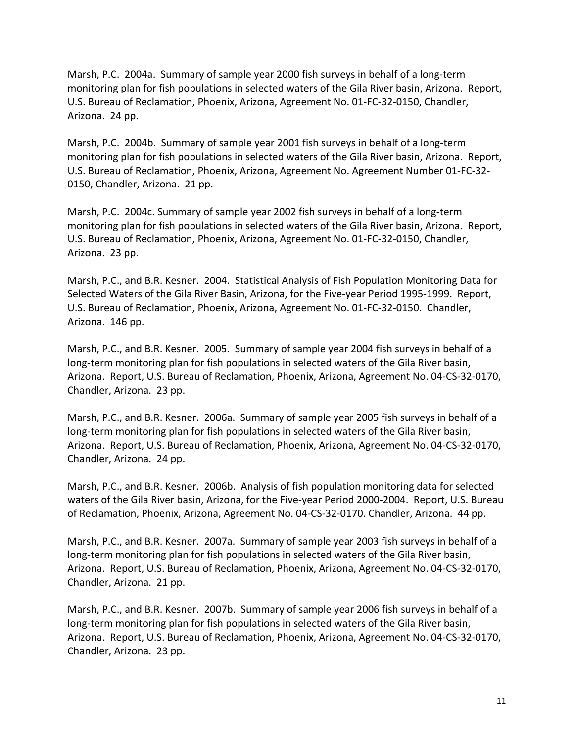Marsh, P.C. 2004a. Summary of sample year 2000 fish surveys in behalf of a long-term monitoring plan for fish populations in selected waters of the Gila River basin, Arizona. Report, U.S. Bureau of Reclamation, Phoenix, Arizona, Agreement No. 01-FC-32-0150, Chandler, Arizona. 24 pp.

Marsh, P.C. 2004b. Summary of sample year 2001 fish surveys in behalf of a long-term monitoring plan for fish populations in selected waters of the Gila River basin, Arizona. Report, U.S. Bureau of Reclamation, Phoenix, Arizona, Agreement No. Agreement Number 01-FC-32-0150, Chandler, Arizona. 21 pp.

Marsh, P.C. 2004c. Summary of sample year 2002 fish surveys in behalf of a long-term monitoring plan for fish populations in selected waters of the Gila River basin, Arizona. Report, U.S. Bureau of Reclamation, Phoenix, Arizona, Agreement No. 01-FC-32-0150, Chandler, Arizona. 23 pp.

Marsh, P.C., and B.R. Kesner. 2004. Statistical Analysis of Fish Population Monitoring Data for Selected Waters of the Gila River Basin, Arizona, for the Five-year Period 1995-1999. Report, U.S. Bureau of Reclamation, Phoenix, Arizona, Agreement No. 01-FC-32-0150. Chandler, Arizona. 146 pp.

Marsh, P.C., and B.R. Kesner. 2005. Summary of sample year 2004 fish surveys in behalf of a long-term monitoring plan for fish populations in selected waters of the Gila River basin, Arizona. Report, U.S. Bureau of Reclamation, Phoenix, Arizona, Agreement No. 04-CS-32-0170, Chandler, Arizona. 23 pp.

Marsh, P.C., and B.R. Kesner. 2006a. Summary of sample year 2005 fish surveys in behalf of a long-term monitoring plan for fish populations in selected waters of the Gila River basin, Arizona. Report, U.S. Bureau of Reclamation, Phoenix, Arizona, Agreement No. 04-CS-32-0170, Chandler, Arizona. 24 pp.

Marsh, P.C., and B.R. Kesner. 2006b. Analysis of fish population monitoring data for selected waters of the Gila River basin, Arizona, for the Five-year Period 2000-2004. Report, U.S. Bureau of Reclamation, Phoenix, Arizona, Agreement No. 04-CS-32-0170. Chandler, Arizona. 44 pp.

Marsh, P.C., and B.R. Kesner. 2007a. Summary of sample year 2003 fish surveys in behalf of a long-term monitoring plan for fish populations in selected waters of the Gila River basin, Arizona. Report, U.S. Bureau of Reclamation, Phoenix, Arizona, Agreement No. 04-CS-32-0170, Chandler, Arizona. 21 pp.

Marsh, P.C., and B.R. Kesner. 2007b. Summary of sample year 2006 fish surveys in behalf of a long-term monitoring plan for fish populations in selected waters of the Gila River basin, Arizona. Report, U.S. Bureau of Reclamation, Phoenix, Arizona, Agreement No. 04-CS-32-0170, Chandler, Arizona. 23 pp.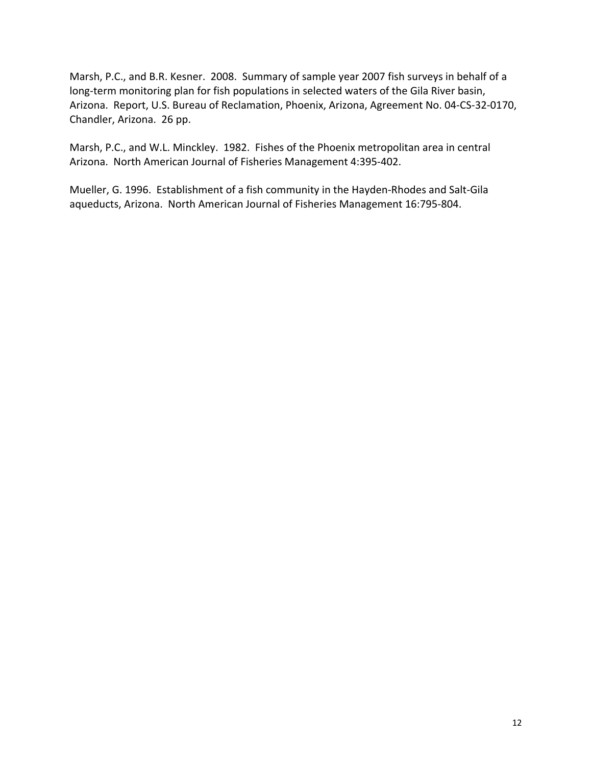Marsh, P.C., and B.R. Kesner. 2008. Summary of sample year 2007 fish surveys in behalf of a long-term monitoring plan for fish populations in selected waters of the Gila River basin, Arizona. Report, U.S. Bureau of Reclamation, Phoenix, Arizona, Agreement No. 04-CS-32-0170, Chandler, Arizona. 26 pp.

Marsh, P.C., and W.L. Minckley. 1982. Fishes of the Phoenix metropolitan area in central Arizona. North American Journal of Fisheries Management 4:395-402.

Mueller, G. 1996. Establishment of a fish community in the Hayden-Rhodes and Salt-Gila aqueducts, Arizona. North American Journal of Fisheries Management 16:795-804.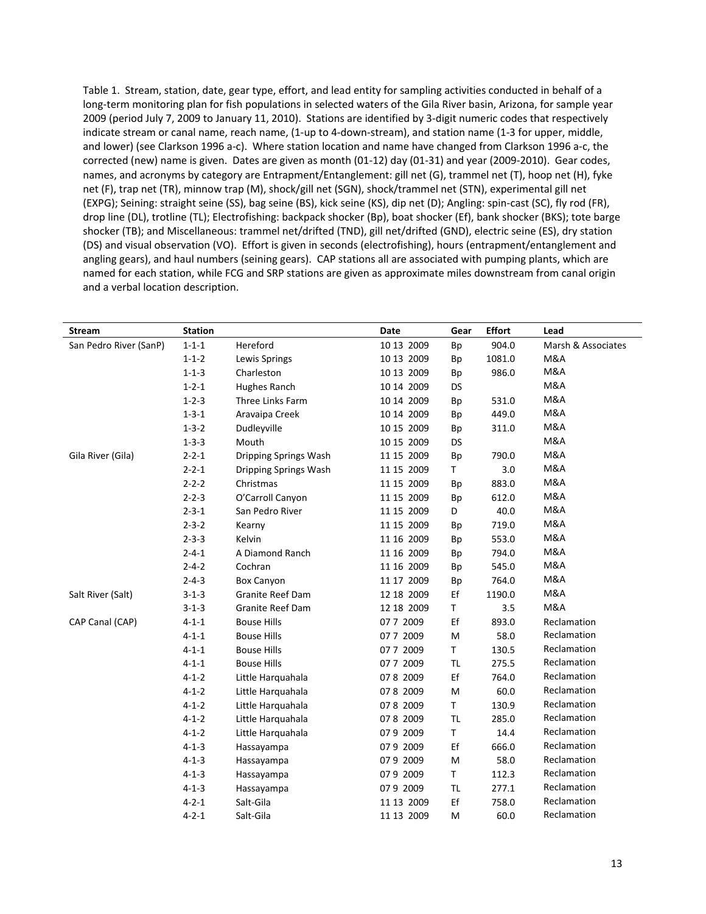Table 1. Stream, station, date, gear type, effort, and lead entity for sampling activities conducted in behalf of a long-term monitoring plan for fish populations in selected waters of the Gila River basin, Arizona, for sample year 2009 (period July 7, 2009 to January 11, 2010). Stations are identified by 3-digit numeric codes that respectively indicate stream or canal name, reach name, (1-up to 4-down-stream), and station name (1-3 for upper, middle, and lower) (see Clarkson 1996 a-c). Where station location and name have changed from Clarkson 1996 a-c, the corrected (new) name is given. Dates are given as month (01-12) day (01-31) and year (2009-2010). Gear codes, names, and acronyms by category are Entrapment/Entanglement: gill net (G), trammel net (T), hoop net (H), fyke net (F), trap net (TR), minnow trap (M), shock/gill net (SGN), shock/trammel net (STN), experimental gill net (EXPG); Seining: straight seine (SS), bag seine (BS), kick seine (KS), dip net (D); Angling: spin-cast (SC), fly rod (FR), drop line (DL), trotline (TL); Electrofishing: backpack shocker (Bp), boat shocker (Ef), bank shocker (BKS); tote barge shocker (TB); and Miscellaneous: trammel net/drifted (TND), gill net/drifted (GND), electric seine (ES), dry station (DS) and visual observation (VO). Effort is given in seconds (electrofishing), hours (entrapment/entanglement and angling gears), and haul numbers (seining gears). CAP stations all are associated with pumping plants, which are named for each station, while FCG and SRP stations are given as approximate miles downstream from canal origin and a verbal location description.

| Stream | Station | | Date | Gear | Effort | Lead |
|---|---|---|---|---|---|---|
| San Pedro River (SanP) | 1-1-1 | Hereford | 10 13 2009 | Bp | 904.0 | Marsh & Associates |
| | 1-1-2 | Lewis Springs | 10 13 2009 | Bp | 1081.0 | M&A |
| | 1-1-3 | Charleston | 10 13 2009 | Bp | 986.0 | M&A |
| | 1-2-1 | Hughes Ranch | 10 14 2009 | DS | | M&A |
| | 1-2-3 | Three Links Farm | 10 14 2009 | Bp | 531.0 | M&A |
| | 1-3-1 | Aravaipa Creek | 10 14 2009 | Bp | 449.0 | M&A |
| | 1-3-2 | Dudleyville | 10 15 2009 | Bp | 311.0 | M&A |
| | 1-3-3 | Mouth | 10 15 2009 | DS | | M&A |
| Gila River (Gila) | 2-2-1 | Dripping Springs Wash | 11 15 2009 | Bp | 790.0 | M&A |
| | 2-2-1 | Dripping Springs Wash | 11 15 2009 | T | 3.0 | M&A |
| | 2-2-2 | Christmas | 11 15 2009 | Bp | 883.0 | M&A |
| | 2-2-3 | O'Carroll Canyon | 11 15 2009 | Bp | 612.0 | M&A |
| | 2-3-1 | San Pedro River | 11 15 2009 | D | 40.0 | M&A |
| | 2-3-2 | Kearny | 11 15 2009 | Bp | 719.0 | M&A |
| | 2-3-3 | Kelvin | 11 16 2009 | Bp | 553.0 | M&A |
| | 2-4-1 | A Diamond Ranch | 11 16 2009 | Bp | 794.0 | M&A |
| | 2-4-2 | Cochran | 11 16 2009 | Bp | 545.0 | M&A |
| | 2-4-3 | Box Canyon | 11 17 2009 | Bp | 764.0 | M&A |
| Salt River (Salt) | 3-1-3 | Granite Reef Dam | 12 18 2009 | Ef | 1190.0 | M&A |
| | 3-1-3 | Granite Reef Dam | 12 18 2009 | T | 3.5 | M&A |
| CAP Canal (CAP) | 4-1-1 | Bouse Hills | 07 7 2009 | Ef | 893.0 | Reclamation |
| | 4-1-1 | Bouse Hills | 07 7 2009 | M | 58.0 | Reclamation |
| | 4-1-1 | Bouse Hills | 07 7 2009 | T | 130.5 | Reclamation |
| | 4-1-1 | Bouse Hills | 07 7 2009 | TL | 275.5 | Reclamation |
| | 4-1-2 | Little Harquahala | 07 8 2009 | Ef | 764.0 | Reclamation |
| | 4-1-2 | Little Harquahala | 07 8 2009 | M | 60.0 | Reclamation |
| | 4-1-2 | Little Harquahala | 07 8 2009 | T | 130.9 | Reclamation |
| | 4-1-2 | Little Harquahala | 07 8 2009 | TL | 285.0 | Reclamation |
| | 4-1-2 | Little Harquahala | 07 9 2009 | T | 14.4 | Reclamation |
| | 4-1-3 | Hassayampa | 07 9 2009 | Ef | 666.0 | Reclamation |
| | 4-1-3 | Hassayampa | 07 9 2009 | M | 58.0 | Reclamation |
| | 4-1-3 | Hassayampa | 07 9 2009 | T | 112.3 | Reclamation |
| | 4-1-3 | Hassayampa | 07 9 2009 | TL | 277.1 | Reclamation |
| | 4-2-1 | Salt-Gila | 11 13 2009 | Ef | 758.0 | Reclamation |
| | 4-2-1 | Salt-Gila | 11 13 2009 | M | 60.0 | Reclamation |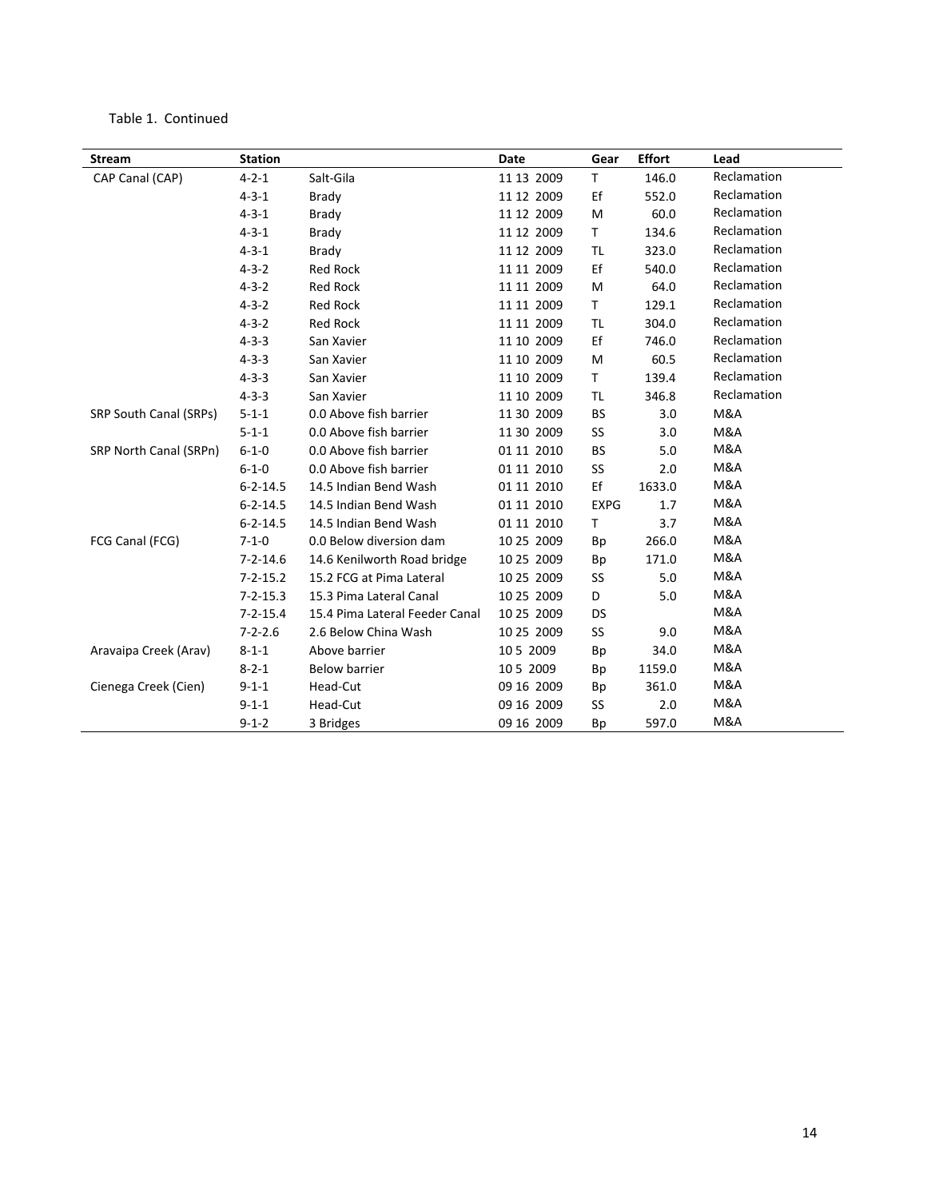Table 1. Continued

| Stream | Station | | Date | Gear | Effort | Lead |
|---|---|---|---|---|---|---|
| CAP Canal (CAP) | 4-2-1 | Salt-Gila | 11 13 2009 | T | 146.0 | Reclamation |
| | 4-3-1 | Brady | 11 12 2009 | Ef | 552.0 | Reclamation |
| | 4-3-1 | Brady | 11 12 2009 | M | 60.0 | Reclamation |
| | 4-3-1 | Brady | 11 12 2009 | T | 134.6 | Reclamation |
| | 4-3-1 | Brady | 11 12 2009 | TL | 323.0 | Reclamation |
| | 4-3-2 | Red Rock | 11 11 2009 | Ef | 540.0 | Reclamation |
| | 4-3-2 | Red Rock | 11 11 2009 | M | 64.0 | Reclamation |
| | 4-3-2 | Red Rock | 11 11 2009 | T | 129.1 | Reclamation |
| | 4-3-2 | Red Rock | 11 11 2009 | TL | 304.0 | Reclamation |
| | 4-3-3 | San Xavier | 11 10 2009 | Ef | 746.0 | Reclamation |
| | 4-3-3 | San Xavier | 11 10 2009 | M | 60.5 | Reclamation |
| | 4-3-3 | San Xavier | 11 10 2009 | T | 139.4 | Reclamation |
| | 4-3-3 | San Xavier | 11 10 2009 | TL | 346.8 | Reclamation |
| SRP South Canal (SRPs) | 5-1-1 | 0.0 Above fish barrier | 11 30 2009 | BS | 3.0 | M&A |
| | 5-1-1 | 0.0 Above fish barrier | 11 30 2009 | SS | 3.0 | M&A |
| SRP North Canal (SRPn) | 6-1-0 | 0.0 Above fish barrier | 01 11 2010 | BS | 5.0 | M&A |
| | 6-1-0 | 0.0 Above fish barrier | 01 11 2010 | SS | 2.0 | M&A |
| | 6-2-14.5 | 14.5 Indian Bend Wash | 01 11 2010 | Ef | 1633.0 | M&A |
| | 6-2-14.5 | 14.5 Indian Bend Wash | 01 11 2010 | EXPG | 1.7 | M&A |
| | 6-2-14.5 | 14.5 Indian Bend Wash | 01 11 2010 | T | 3.7 | M&A |
| FCG Canal (FCG) | 7-1-0 | 0.0 Below diversion dam | 10 25 2009 | Bp | 266.0 | M&A |
| | 7-2-14.6 | 14.6 Kenilworth Road bridge | 10 25 2009 | Bp | 171.0 | M&A |
| | 7-2-15.2 | 15.2 FCG at Pima Lateral | 10 25 2009 | SS | 5.0 | M&A |
| | 7-2-15.3 | 15.3 Pima Lateral Canal | 10 25 2009 | D | 5.0 | M&A |
| | 7-2-15.4 | 15.4 Pima Lateral Feeder Canal | 10 25 2009 | DS | | M&A |
| | 7-2-2.6 | 2.6 Below China Wash | 10 25 2009 | SS | 9.0 | M&A |
| Aravaipa Creek (Arav) | 8-1-1 | Above barrier | 10 5 2009 | Bp | 34.0 | M&A |
| | 8-2-1 | Below barrier | 10 5 2009 | Bp | 1159.0 | M&A |
| Cienega Creek (Cien) | 9-1-1 | Head-Cut | 09 16 2009 | Bp | 361.0 | M&A |
| | 9-1-1 | Head-Cut | 09 16 2009 | SS | 2.0 | M&A |
| | 9-1-2 | 3 Bridges | 09 16 2009 | Bp | 597.0 | M&A |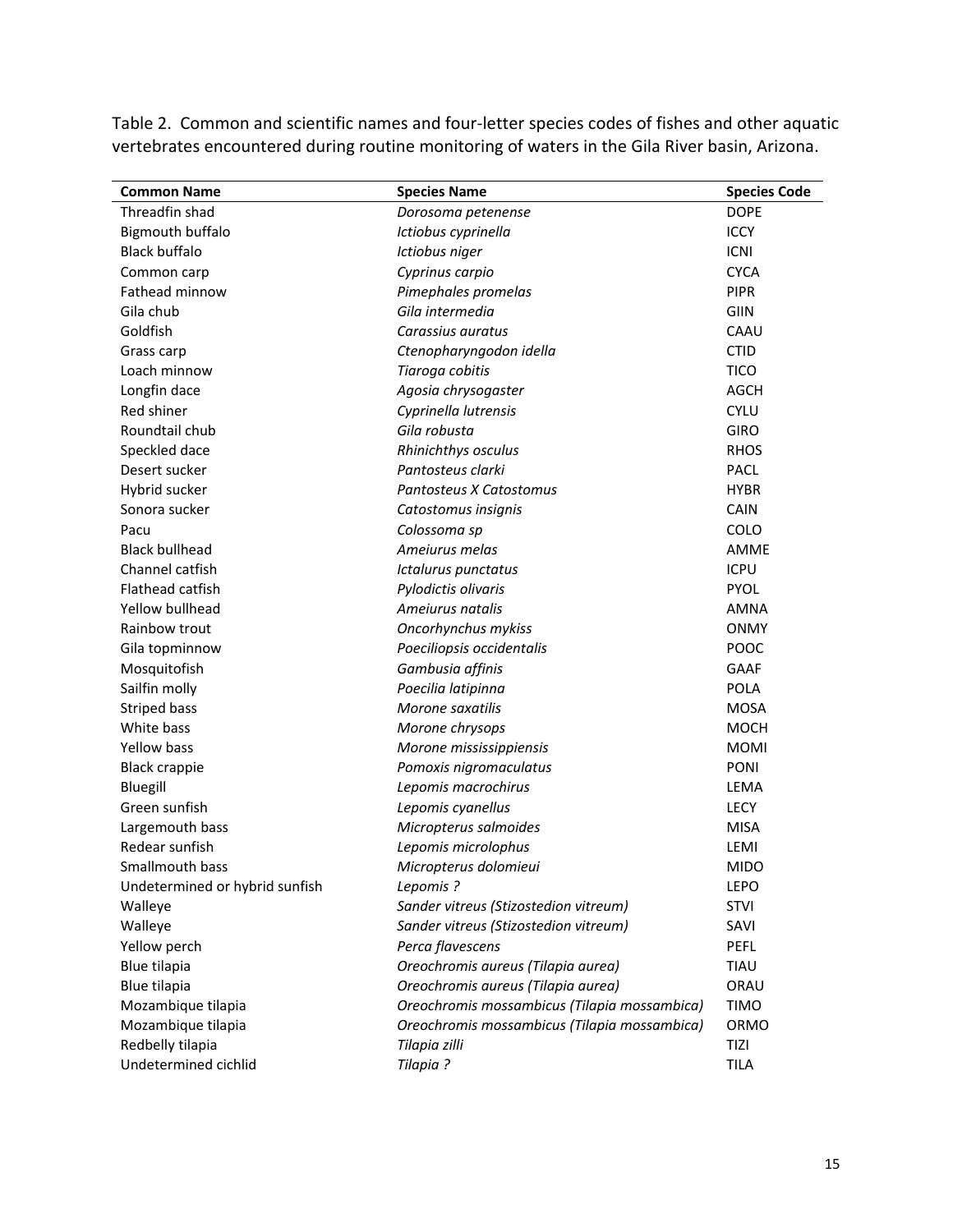Table 2. Common and scientific names and four-letter species codes of fishes and other aquatic vertebrates encountered during routine monitoring of waters in the Gila River basin, Arizona.

| Common Name | Species Name | Species Code |
|---|---|---|
| Threadfin shad | *Dorosoma petenense* | DOPE |
| Bigmouth buffalo | *Ictiobus cyprinella* | ICCY |
| Black buffalo | *Ictiobus niger* | ICNI |
| Common carp | *Cyprinus carpio* | CYCA |
| Fathead minnow | *Pimephales promelas* | PIPR |
| Gila chub | *Gila intermedia* | GIIN |
| Goldfish | *Carassius auratus* | CAAU |
| Grass carp | *Ctenopharyngodon idella* | CTID |
| Loach minnow | *Tiaroga cobitis* | TICO |
| Longfin dace | *Agosia chrysogaster* | AGCH |
| Red shiner | *Cyprinella lutrensis* | CYLU |
| Roundtail chub | *Gila robusta* | GIRO |
| Speckled dace | *Rhinichthys osculus* | RHOS |
| Desert sucker | *Pantosteus clarki* | PACL |
| Hybrid sucker | *Pantosteus X Catostomus* | HYBR |
| Sonora sucker | *Catostomus insignis* | CAIN |
| Pacu | *Colossoma sp* | COLO |
| Black bullhead | *Ameiurus melas* | AMME |
| Channel catfish | *Ictalurus punctatus* | ICPU |
| Flathead catfish | *Pylodictis olivaris* | PYOL |
| Yellow bullhead | *Ameiurus natalis* | AMNA |
| Rainbow trout | *Oncorhynchus mykiss* | ONMY |
| Gila topminnow | *Poeciliopsis occidentalis* | POOC |
| Mosquitofish | *Gambusia affinis* | GAAF |
| Sailfin molly | *Poecilia latipinna* | POLA |
| Striped bass | *Morone saxatilis* | MOSA |
| White bass | *Morone chrysops* | MOCH |
| Yellow bass | *Morone mississippiensis* | MOMI |
| Black crappie | *Pomoxis nigromaculatus* | PONI |
| Bluegill | *Lepomis macrochirus* | LEMA |
| Green sunfish | *Lepomis cyanellus* | LECY |
| Largemouth bass | *Micropterus salmoides* | MISA |
| Redear sunfish | *Lepomis microlophus* | LEMI |
| Smallmouth bass | *Micropterus dolomieui* | MIDO |
| Undetermined or hybrid sunfish | *Lepomis ?* | LEPO |
| Walleye | *Sander vitreus (Stizostedion vitreum)* | STVI |
| Walleye | *Sander vitreus (Stizostedion vitreum)* | SAVI |
| Yellow perch | *Perca flavescens* | PEFL |
| Blue tilapia | *Oreochromis aureus (Tilapia aurea)* | TIAU |
| Blue tilapia | *Oreochromis aureus (Tilapia aurea)* | ORAU |
| Mozambique tilapia | *Oreochromis mossambicus (Tilapia mossambica)* | TIMO |
| Mozambique tilapia | *Oreochromis mossambicus (Tilapia mossambica)* | ORMO |
| Redbelly tilapia | *Tilapia zilli* | TIZI |
| Undetermined cichlid | *Tilapia ?* | TILA |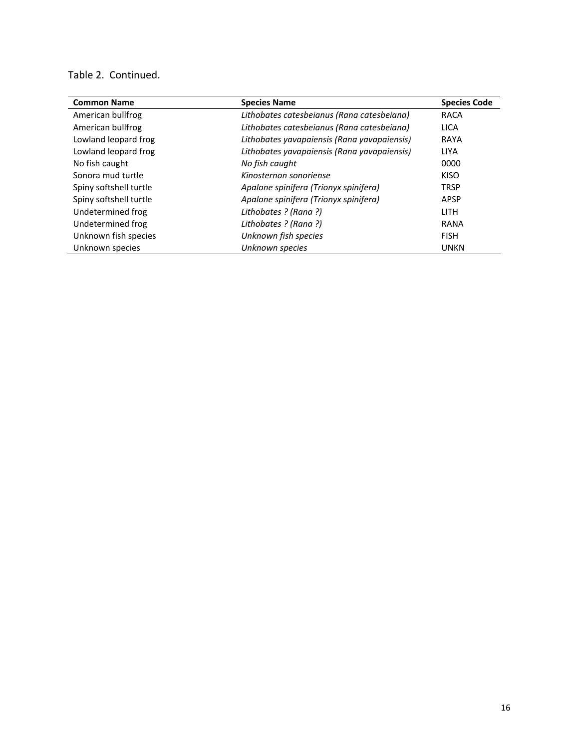Table 2. Continued.

| **Common Name** | **Species Name** | **Species Code** |
|---|---|---|
| American bullfrog | *Lithobates catesbeianus (Rana catesbeiana)* | RACA |
| American bullfrog | *Lithobates catesbeianus (Rana catesbeiana)* | LICA |
| Lowland leopard frog | *Lithobates yavapaiensis (Rana yavapaiensis)* | RAYA |
| Lowland leopard frog | *Lithobates yavapaiensis (Rana yavapaiensis)* | LIYA |
| No fish caught | *No fish caught* | 0000 |
| Sonora mud turtle | *Kinosternon sonoriense* | KISO |
| Spiny softshell turtle | *Apalone spinifera (Trionyx spinifera)* | TRSP |
| Spiny softshell turtle | *Apalone spinifera (Trionyx spinifera)* | APSP |
| Undetermined frog | *Lithobates ? (Rana ?)* | LITH |
| Undetermined frog | *Lithobates ? (Rana ?)* | RANA |
| Unknown fish species | *Unknown fish species* | FISH |
| Unknown species | *Unknown species* | UNKN |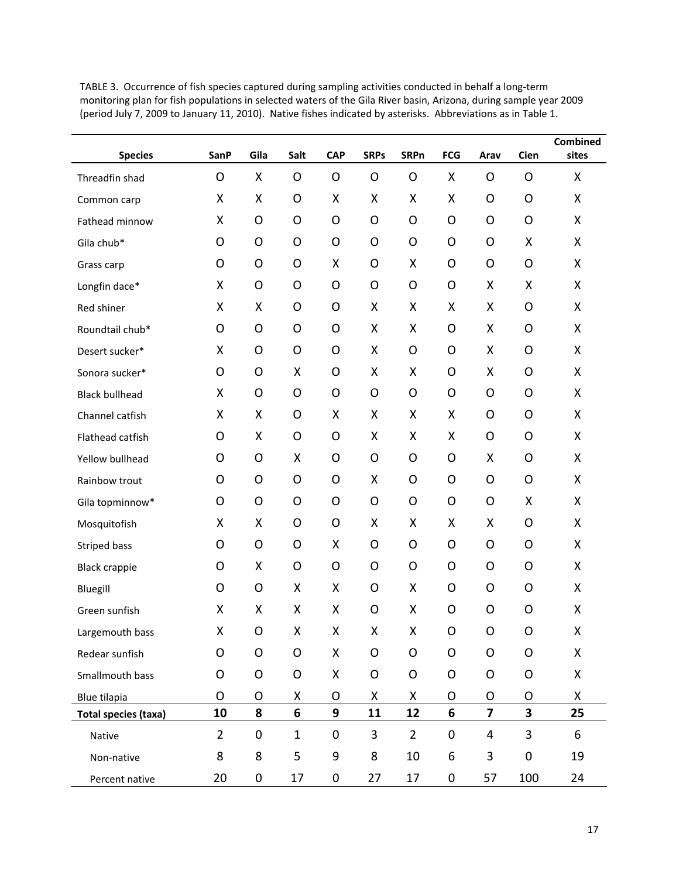TABLE 3. Occurrence of fish species captured during sampling activities conducted in behalf a long-term monitoring plan for fish populations in selected waters of the Gila River basin, Arizona, during sample year 2009 (period July 7, 2009 to January 11, 2010). Native fishes indicated by asterisks. Abbreviations as in Table 1.

| Species | SanP | Gila | Salt | CAP | SRPs | SRPn | FCG | Arav | Cien | Combined sites |
|---|---|---|---|---|---|---|---|---|---|---|
| Threadfin shad | O | X | O | O | O | O | X | O | O | X |
| Common carp | X | X | O | X | X | X | X | O | O | X |
| Fathead minnow | X | O | O | O | O | O | O | O | O | X |
| Gila chub* | O | O | O | O | O | O | O | O | X | X |
| Grass carp | O | O | O | X | O | X | O | O | O | X |
| Longfin dace* | X | O | O | O | O | O | O | X | X | X |
| Red shiner | X | X | O | O | X | X | X | X | O | X |
| Roundtail chub* | O | O | O | O | X | X | O | X | O | X |
| Desert sucker* | X | O | O | O | X | O | O | X | O | X |
| Sonora sucker* | O | O | X | O | X | X | O | X | O | X |
| Black bullhead | X | O | O | O | O | O | O | O | O | X |
| Channel catfish | X | X | O | X | X | X | X | O | O | X |
| Flathead catfish | O | X | O | O | X | X | X | O | O | X |
| Yellow bullhead | O | O | X | O | O | O | O | X | O | X |
| Rainbow trout | O | O | O | O | X | O | O | O | O | X |
| Gila topminnow* | O | O | O | O | O | O | O | O | X | X |
| Mosquitofish | X | X | O | O | X | X | X | X | O | X |
| Striped bass | O | O | O | X | O | O | O | O | O | X |
| Black crappie | O | X | O | O | O | O | O | O | O | X |
| Bluegill | O | O | X | X | O | X | O | O | O | X |
| Green sunfish | X | X | X | X | O | X | O | O | O | X |
| Largemouth bass | X | O | X | X | X | X | O | O | O | X |
| Redear sunfish | O | O | O | X | O | O | O | O | O | X |
| Smallmouth bass | O | O | O | X | O | O | O | O | O | X |
| Blue tilapia | O | O | X | O | X | X | O | O | O | X |
| **Total species (taxa)** | **10** | **8** | **6** | **9** | **11** | **12** | **6** | **7** | **3** | **25** |
| Native | 2 | 0 | 1 | 0 | 3 | 2 | 0 | 4 | 3 | 6 |
| Non-native | 8 | 8 | 5 | 9 | 8 | 10 | 6 | 3 | 0 | 19 |
| Percent native | 20 | 0 | 17 | 0 | 27 | 17 | 0 | 57 | 100 | 24 |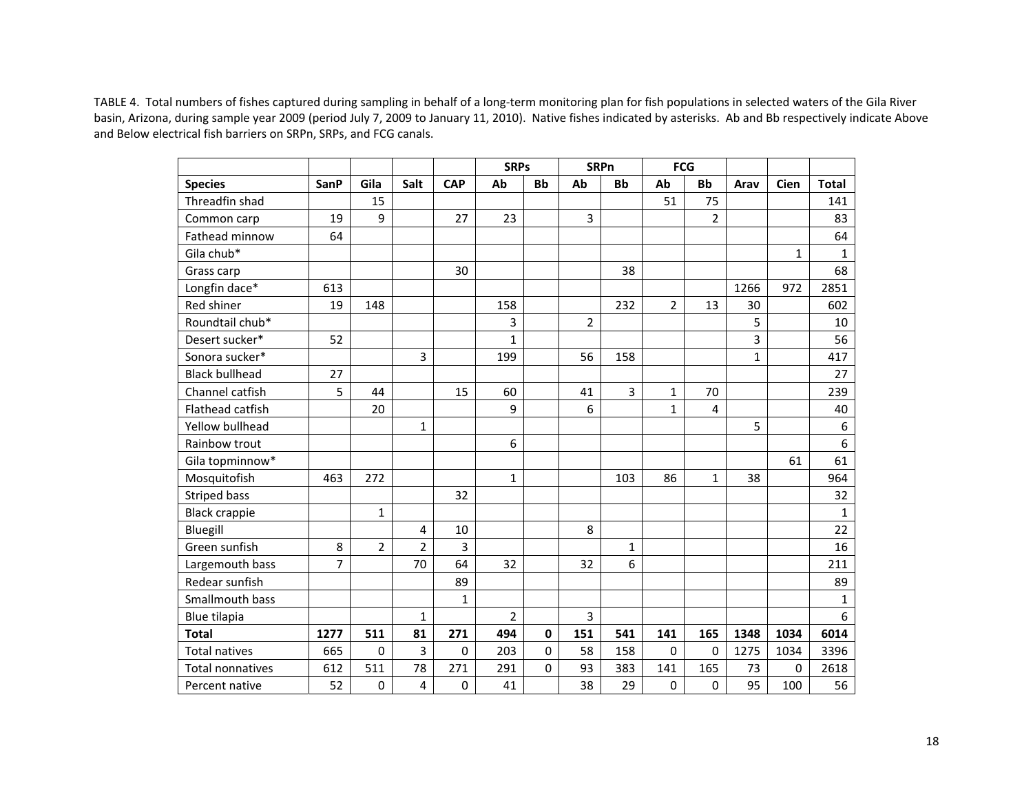TABLE 4. Total numbers of fishes captured during sampling in behalf of a long-term monitoring plan for fish populations in selected waters of the Gila River basin, Arizona, during sample year 2009 (period July 7, 2009 to January 11, 2010). Native fishes indicated by asterisks. Ab and Bb respectively indicate Above and Below electrical fish barriers on SRPn, SRPs, and FCG canals.

| | | | | | SRPs | | SRPn | | FCG | | | | |
|---|---|---|---|---|---|---|---|---|---|---|---|---|---|
| **Species** | **SanP** | **Gila** | **Salt** | **CAP** | **Ab** | **Bb** | **Ab** | **Bb** | **Ab** | **Bb** | **Arav** | **Cien** | **Total** |
| Threadfin shad | | 15 | | | | | | | 51 | 75 | | | 141 |
| Common carp | 19 | 9 | | 27 | 23 | | 3 | | | 2 | | | 83 |
| Fathead minnow | 64 | | | | | | | | | | | | 64 |
| Gila chub* | | | | | | | | | | | | 1 | 1 |
| Grass carp | | | | 30 | | | | 38 | | | | | 68 |
| Longfin dace* | 613 | | | | | | | | | | 1266 | 972 | 2851 |
| Red shiner | 19 | 148 | | | 158 | | | 232 | 2 | 13 | 30 | | 602 |
| Roundtail chub* | | | | | 3 | | 2 | | | | 5 | | 10 |
| Desert sucker* | 52 | | | | 1 | | | | | | 3 | | 56 |
| Sonora sucker* | | | 3 | | 199 | | 56 | 158 | | | 1 | | 417 |
| Black bullhead | 27 | | | | | | | | | | | | 27 |
| Channel catfish | 5 | 44 | | 15 | 60 | | 41 | 3 | 1 | 70 | | | 239 |
| Flathead catfish | | 20 | | | 9 | | 6 | | 1 | 4 | | | 40 |
| Yellow bullhead | | | 1 | | | | | | | | 5 | | 6 |
| Rainbow trout | | | | | 6 | | | | | | | | 6 |
| Gila topminnow* | | | | | | | | | | | | 61 | 61 |
| Mosquitofish | 463 | 272 | | | 1 | | | 103 | 86 | 1 | 38 | | 964 |
| Striped bass | | | | 32 | | | | | | | | | 32 |
| Black crappie | | 1 | | | | | | | | | | | 1 |
| Bluegill | | | 4 | 10 | | | 8 | | | | | | 22 |
| Green sunfish | 8 | 2 | 2 | 3 | | | | 1 | | | | | 16 |
| Largemouth bass | 7 | | 70 | 64 | 32 | | 32 | 6 | | | | | 211 |
| Redear sunfish | | | | 89 | | | | | | | | | 89 |
| Smallmouth bass | | | | 1 | | | | | | | | | 1 |
| Blue tilapia | | | 1 | | 2 | | 3 | | | | | | 6 |
| **Total** | **1277** | **511** | **81** | **271** | **494** | **0** | **151** | **541** | **141** | **165** | **1348** | **1034** | **6014** |
| Total natives | 665 | 0 | 3 | 0 | 203 | 0 | 58 | 158 | 0 | 0 | 1275 | 1034 | 3396 |
| Total nonnatives | 612 | 511 | 78 | 271 | 291 | 0 | 93 | 383 | 141 | 165 | 73 | 0 | 2618 |
| Percent native | 52 | 0 | 4 | 0 | 41 | | 38 | 29 | 0 | 0 | 95 | 100 | 56 |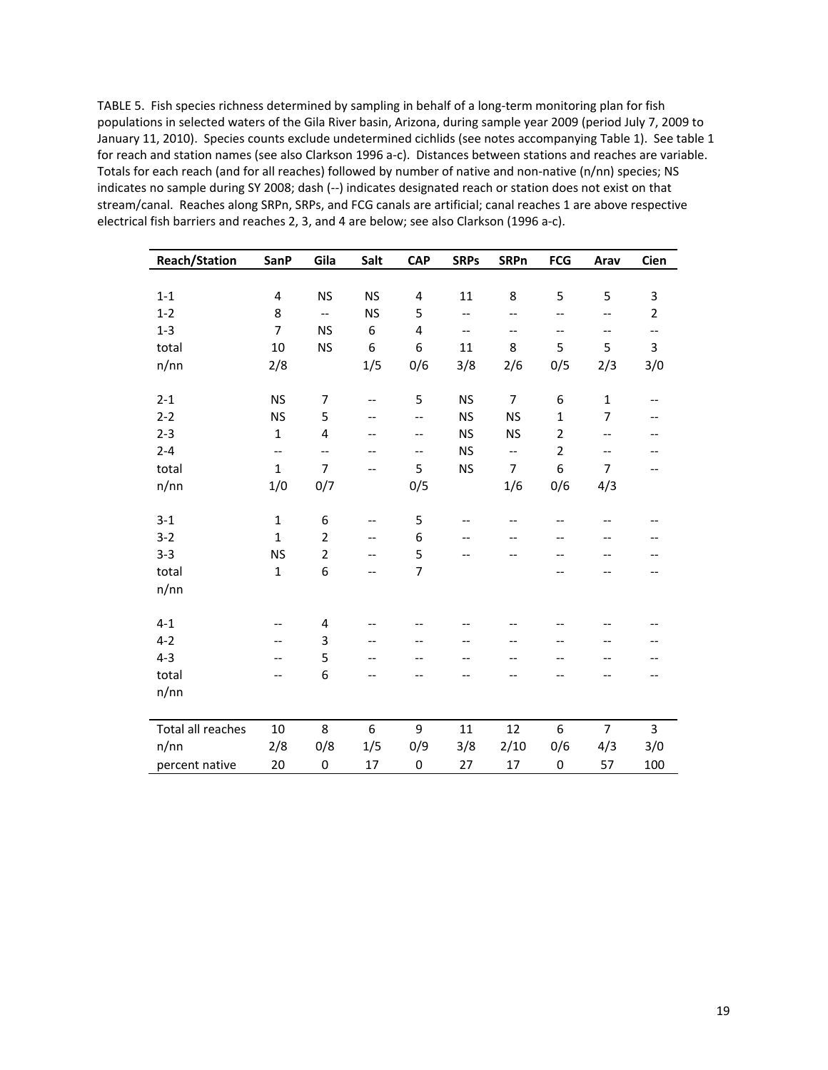TABLE 5. Fish species richness determined by sampling in behalf of a long-term monitoring plan for fish populations in selected waters of the Gila River basin, Arizona, during sample year 2009 (period July 7, 2009 to January 11, 2010). Species counts exclude undetermined cichlids (see notes accompanying Table 1). See table 1 for reach and station names (see also Clarkson 1996 a-c). Distances between stations and reaches are variable. Totals for each reach (and for all reaches) followed by number of native and non-native (n/nn) species; NS indicates no sample during SY 2008; dash (--) indicates designated reach or station does not exist on that stream/canal. Reaches along SRPn, SRPs, and FCG canals are artificial; canal reaches 1 are above respective electrical fish barriers and reaches 2, 3, and 4 are below; see also Clarkson (1996 a-c).

| Reach/Station | SanP | Gila | Salt | CAP | SRPs | SRPn | FCG | Arav | Cien |
|---|---|---|---|---|---|---|---|---|---|
| 1-1 | 4 | NS | NS | 4 | 11 | 8 | 5 | 5 | 3 |
| 1-2 | 8 | -- | NS | 5 | -- | -- | -- | -- | 2 |
| 1-3 | 7 | NS | 6 | 4 | -- | -- | -- | -- | -- |
| total | 10 | NS | 6 | 6 | 11 | 8 | 5 | 5 | 3 |
| n/nn | 2/8 | | 1/5 | 0/6 | 3/8 | 2/6 | 0/5 | 2/3 | 3/0 |
| 2-1 | NS | 7 | -- | 5 | NS | 7 | 6 | 1 | -- |
| 2-2 | NS | 5 | -- | -- | NS | NS | 1 | 7 | -- |
| 2-3 | 1 | 4 | -- | -- | NS | NS | 2 | -- | -- |
| 2-4 | -- | -- | -- | -- | NS | -- | 2 | -- | -- |
| total | 1 | 7 | -- | 5 | NS | 7 | 6 | 7 | -- |
| n/nn | 1/0 | 0/7 | | 0/5 | | 1/6 | 0/6 | 4/3 | |
| 3-1 | 1 | 6 | -- | 5 | -- | -- | -- | -- | -- |
| 3-2 | 1 | 2 | -- | 6 | -- | -- | -- | -- | -- |
| 3-3 | NS | 2 | -- | 5 | -- | -- | -- | -- | -- |
| total | 1 | 6 | -- | 7 | | | -- | -- | -- |
| n/nn | | | | | | | | | |
| 4-1 | -- | 4 | -- | -- | -- | -- | -- | -- | -- |
| 4-2 | -- | 3 | -- | -- | -- | -- | -- | -- | -- |
| 4-3 | -- | 5 | -- | -- | -- | -- | -- | -- | -- |
| total | -- | 6 | -- | -- | -- | -- | -- | -- | -- |
| n/nn | | | | | | | | | |
| Total all reaches | 10 | 8 | 6 | 9 | 11 | 12 | 6 | 7 | 3 |
| n/nn | 2/8 | 0/8 | 1/5 | 0/9 | 3/8 | 2/10 | 0/6 | 4/3 | 3/0 |
| percent native | 20 | 0 | 17 | 0 | 27 | 17 | 0 | 57 | 100 |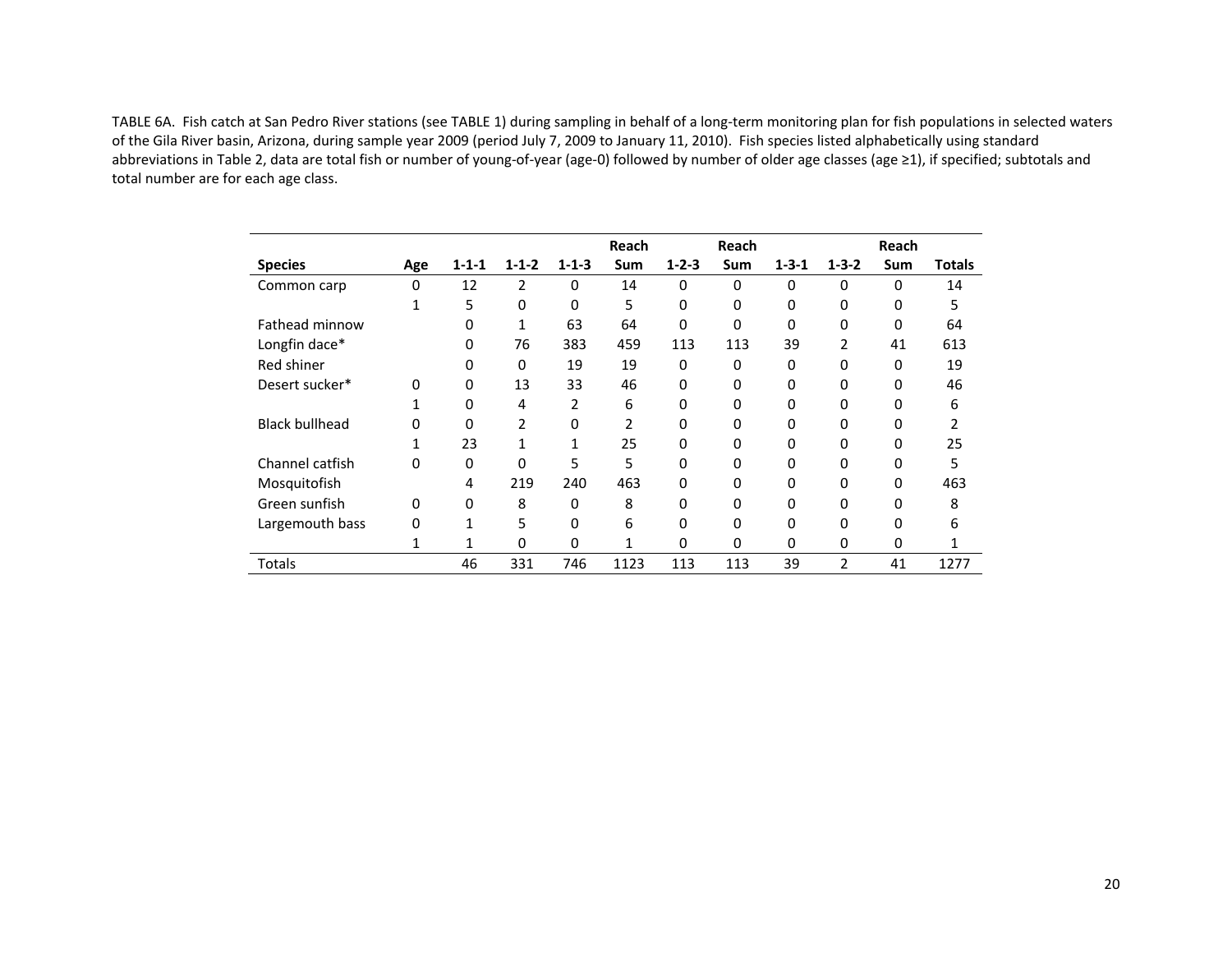TABLE 6A. Fish catch at San Pedro River stations (see TABLE 1) during sampling in behalf of a long-term monitoring plan for fish populations in selected waters of the Gila River basin, Arizona, during sample year 2009 (period July 7, 2009 to January 11, 2010). Fish species listed alphabetically using standard abbreviations in Table 2, data are total fish or number of young-of-year (age-0) followed by number of older age classes (age ≥1), if specified; subtotals and total number are for each age class.

| Species | Age | 1-1-1 | 1-1-2 | 1-1-3 | Reach Sum | 1-2-3 | Reach Sum | 1-3-1 | 1-3-2 | Reach Sum | Totals |
|---|---|---|---|---|---|---|---|---|---|---|---|
| Common carp | 0 | 12 | 2 | 0 | 14 | 0 | 0 | 0 | 0 | 0 | 14 |
| | 1 | 5 | 0 | 0 | 5 | 0 | 0 | 0 | 0 | 0 | 5 |
| Fathead minnow | | 0 | 1 | 63 | 64 | 0 | 0 | 0 | 0 | 0 | 64 |
| Longfin dace* | | 0 | 76 | 383 | 459 | 113 | 113 | 39 | 2 | 41 | 613 |
| Red shiner | | 0 | 0 | 19 | 19 | 0 | 0 | 0 | 0 | 0 | 19 |
| Desert sucker* | 0 | 0 | 13 | 33 | 46 | 0 | 0 | 0 | 0 | 0 | 46 |
| | 1 | 0 | 4 | 2 | 6 | 0 | 0 | 0 | 0 | 0 | 6 |
| Black bullhead | 0 | 0 | 2 | 0 | 2 | 0 | 0 | 0 | 0 | 0 | 2 |
| | 1 | 23 | 1 | 1 | 25 | 0 | 0 | 0 | 0 | 0 | 25 |
| Channel catfish | 0 | 0 | 0 | 5 | 5 | 0 | 0 | 0 | 0 | 0 | 5 |
| Mosquitofish | | 4 | 219 | 240 | 463 | 0 | 0 | 0 | 0 | 0 | 463 |
| Green sunfish | 0 | 0 | 8 | 0 | 8 | 0 | 0 | 0 | 0 | 0 | 8 |
| Largemouth bass | 0 | 1 | 5 | 0 | 6 | 0 | 0 | 0 | 0 | 0 | 6 |
| | 1 | 1 | 0 | 0 | 1 | 0 | 0 | 0 | 0 | 0 | 1 |
| Totals | | 46 | 331 | 746 | 1123 | 113 | 113 | 39 | 2 | 41 | 1277 |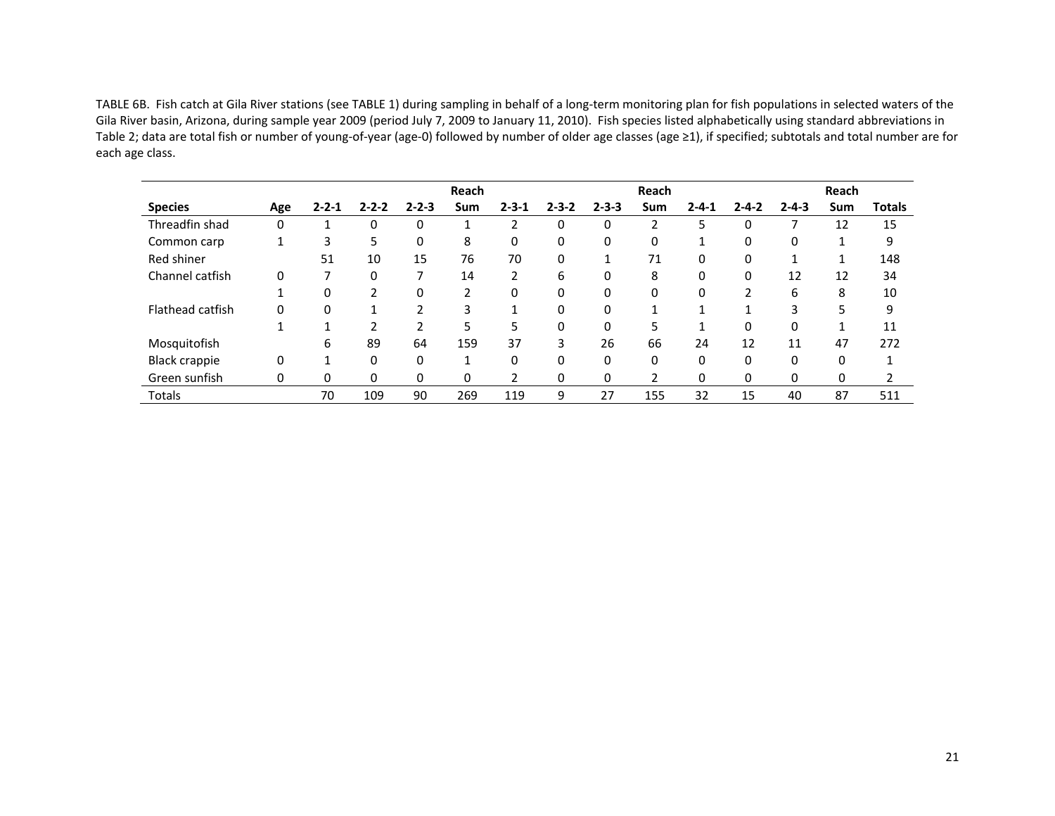TABLE 6B. Fish catch at Gila River stations (see TABLE 1) during sampling in behalf of a long-term monitoring plan for fish populations in selected waters of the Gila River basin, Arizona, during sample year 2009 (period July 7, 2009 to January 11, 2010). Fish species listed alphabetically using standard abbreviations in Table 2; data are total fish or number of young-of-year (age-0) followed by number of older age classes (age ≥1), if specified; subtotals and total number are for each age class.

| Species | Age | 2-2-1 | 2-2-2 | 2-2-3 | Reach Sum | 2-3-1 | 2-3-2 | 2-3-3 | Reach Sum | 2-4-1 | 2-4-2 | 2-4-3 | Reach Sum | Totals |
|---|---|---|---|---|---|---|---|---|---|---|---|---|---|---|
| Threadfin shad | 0 | 1 | 0 | 0 | 1 | 2 | 0 | 0 | 2 | 5 | 0 | 7 | 12 | 15 |
| Common carp | 1 | 3 | 5 | 0 | 8 | 0 | 0 | 0 | 0 | 1 | 0 | 0 | 1 | 9 |
| Red shiner | | 51 | 10 | 15 | 76 | 70 | 0 | 1 | 71 | 0 | 0 | 1 | 1 | 148 |
| Channel catfish | 0 | 7 | 0 | 7 | 14 | 2 | 6 | 0 | 8 | 0 | 0 | 12 | 12 | 34 |
| | 1 | 0 | 2 | 0 | 2 | 0 | 0 | 0 | 0 | 0 | 2 | 6 | 8 | 10 |
| Flathead catfish | 0 | 0 | 1 | 2 | 3 | 1 | 0 | 0 | 1 | 1 | 1 | 3 | 5 | 9 |
| | 1 | 1 | 2 | 2 | 5 | 5 | 0 | 0 | 5 | 1 | 0 | 0 | 1 | 11 |
| Mosquitofish | | 6 | 89 | 64 | 159 | 37 | 3 | 26 | 66 | 24 | 12 | 11 | 47 | 272 |
| Black crappie | 0 | 1 | 0 | 0 | 1 | 0 | 0 | 0 | 0 | 0 | 0 | 0 | 0 | 1 |
| Green sunfish | 0 | 0 | 0 | 0 | 0 | 2 | 0 | 0 | 2 | 0 | 0 | 0 | 0 | 2 |
| Totals | | 70 | 109 | 90 | 269 | 119 | 9 | 27 | 155 | 32 | 15 | 40 | 87 | 511 |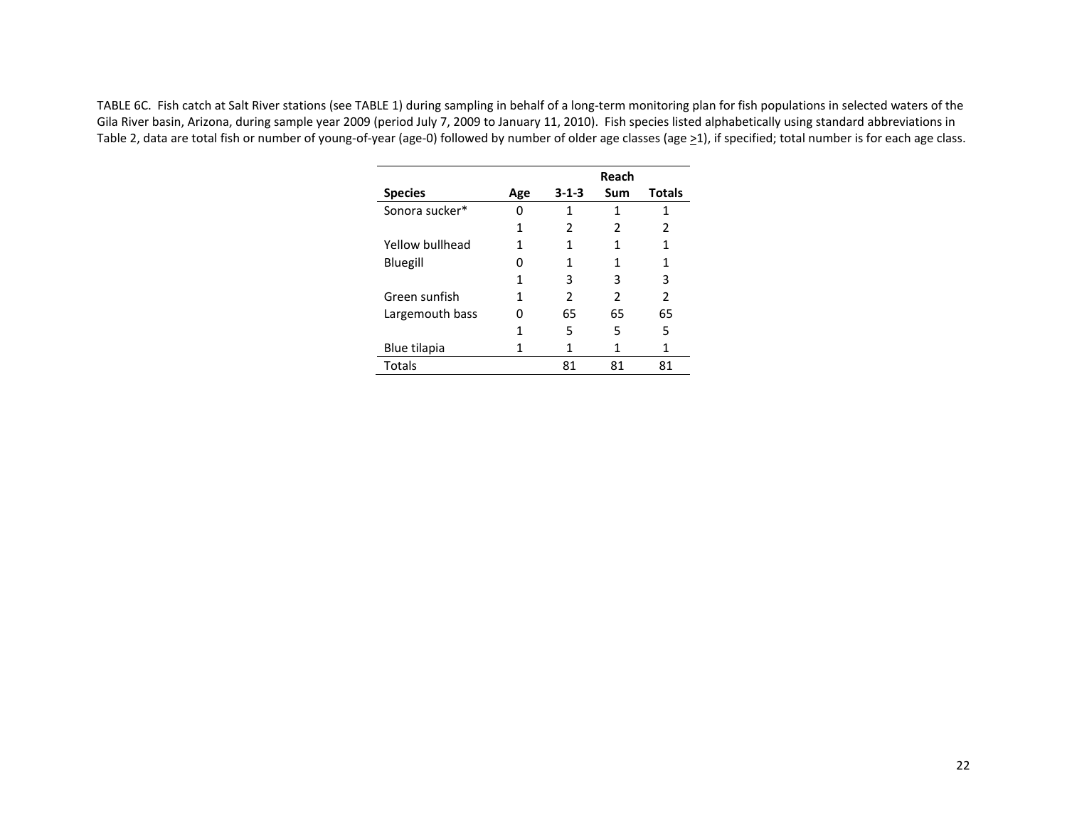TABLE 6C. Fish catch at Salt River stations (see TABLE 1) during sampling in behalf of a long-term monitoring plan for fish populations in selected waters of the Gila River basin, Arizona, during sample year 2009 (period July 7, 2009 to January 11, 2010). Fish species listed alphabetically using standard abbreviations in Table 2, data are total fish or number of young-of-year (age-0) followed by number of older age classes (age >1), if specified; total number is for each age class.

| | | | Reach | |
|---|---|---|---|---|
| **Species** | **Age** | **3-1-3** | **Sum** | **Totals** |
| Sonora sucker* | 0 | 1 | 1 | 1 |
| | 1 | 2 | 2 | 2 |
| Yellow bullhead | 1 | 1 | 1 | 1 |
| Bluegill | 0 | 1 | 1 | 1 |
| | 1 | 3 | 3 | 3 |
| Green sunfish | 1 | 2 | 2 | 2 |
| Largemouth bass | 0 | 65 | 65 | 65 |
| | 1 | 5 | 5 | 5 |
| Blue tilapia | 1 | 1 | 1 | 1 |
| Totals | | 81 | 81 | 81 |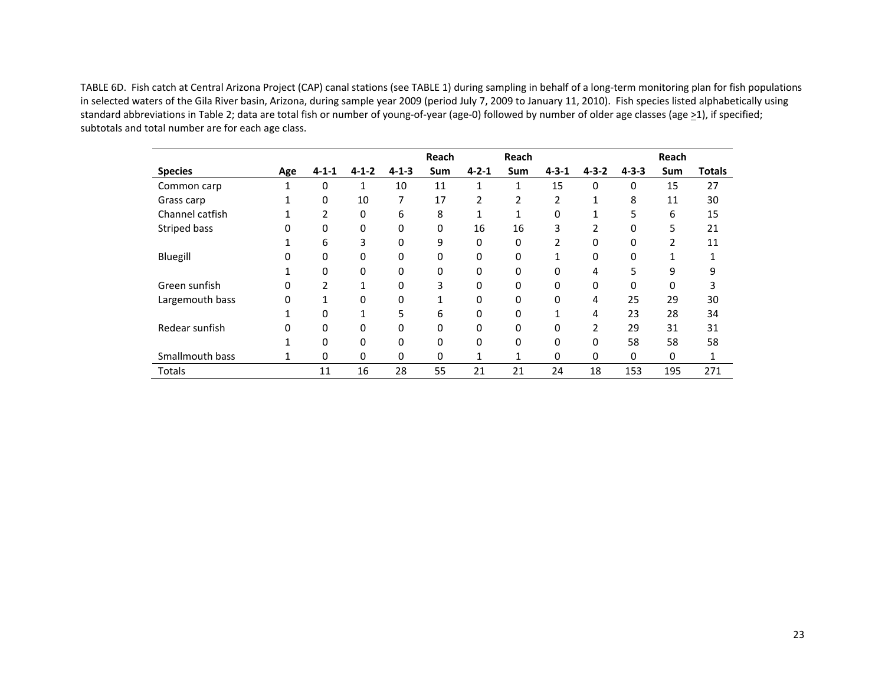TABLE 6D. Fish catch at Central Arizona Project (CAP) canal stations (see TABLE 1) during sampling in behalf of a long-term monitoring plan for fish populations in selected waters of the Gila River basin, Arizona, during sample year 2009 (period July 7, 2009 to January 11, 2010). Fish species listed alphabetically using standard abbreviations in Table 2; data are total fish or number of young-of-year (age-0) followed by number of older age classes (age >1), if specified; subtotals and total number are for each age class.

| Species | Age | 4-1-1 | 4-1-2 | 4-1-3 | Reach Sum | 4-2-1 | Reach Sum | 4-3-1 | 4-3-2 | 4-3-3 | Reach Sum | Totals |
|---|---|---|---|---|---|---|---|---|---|---|---|---|
| Common carp | 1 | 0 | 1 | 10 | 11 | 1 | 1 | 15 | 0 | 0 | 15 | 27 |
| Grass carp | 1 | 0 | 10 | 7 | 17 | 2 | 2 | 2 | 1 | 8 | 11 | 30 |
| Channel catfish | 1 | 2 | 0 | 6 | 8 | 1 | 1 | 0 | 1 | 5 | 6 | 15 |
| Striped bass | 0 | 0 | 0 | 0 | 0 | 16 | 16 | 3 | 2 | 0 | 5 | 21 |
| | 1 | 6 | 3 | 0 | 9 | 0 | 0 | 2 | 0 | 0 | 2 | 11 |
| Bluegill | 0 | 0 | 0 | 0 | 0 | 0 | 0 | 1 | 0 | 0 | 1 | 1 |
| | 1 | 0 | 0 | 0 | 0 | 0 | 0 | 0 | 4 | 5 | 9 | 9 |
| Green sunfish | 0 | 2 | 1 | 0 | 3 | 0 | 0 | 0 | 0 | 0 | 0 | 3 |
| Largemouth bass | 0 | 1 | 0 | 0 | 1 | 0 | 0 | 0 | 4 | 25 | 29 | 30 |
| | 1 | 0 | 1 | 5 | 6 | 0 | 0 | 1 | 4 | 23 | 28 | 34 |
| Redear sunfish | 0 | 0 | 0 | 0 | 0 | 0 | 0 | 0 | 2 | 29 | 31 | 31 |
| | 1 | 0 | 0 | 0 | 0 | 0 | 0 | 0 | 0 | 58 | 58 | 58 |
| Smallmouth bass | 1 | 0 | 0 | 0 | 0 | 1 | 1 | 0 | 0 | 0 | 0 | 1 |
| Totals | | 11 | 16 | 28 | 55 | 21 | 21 | 24 | 18 | 153 | 195 | 271 |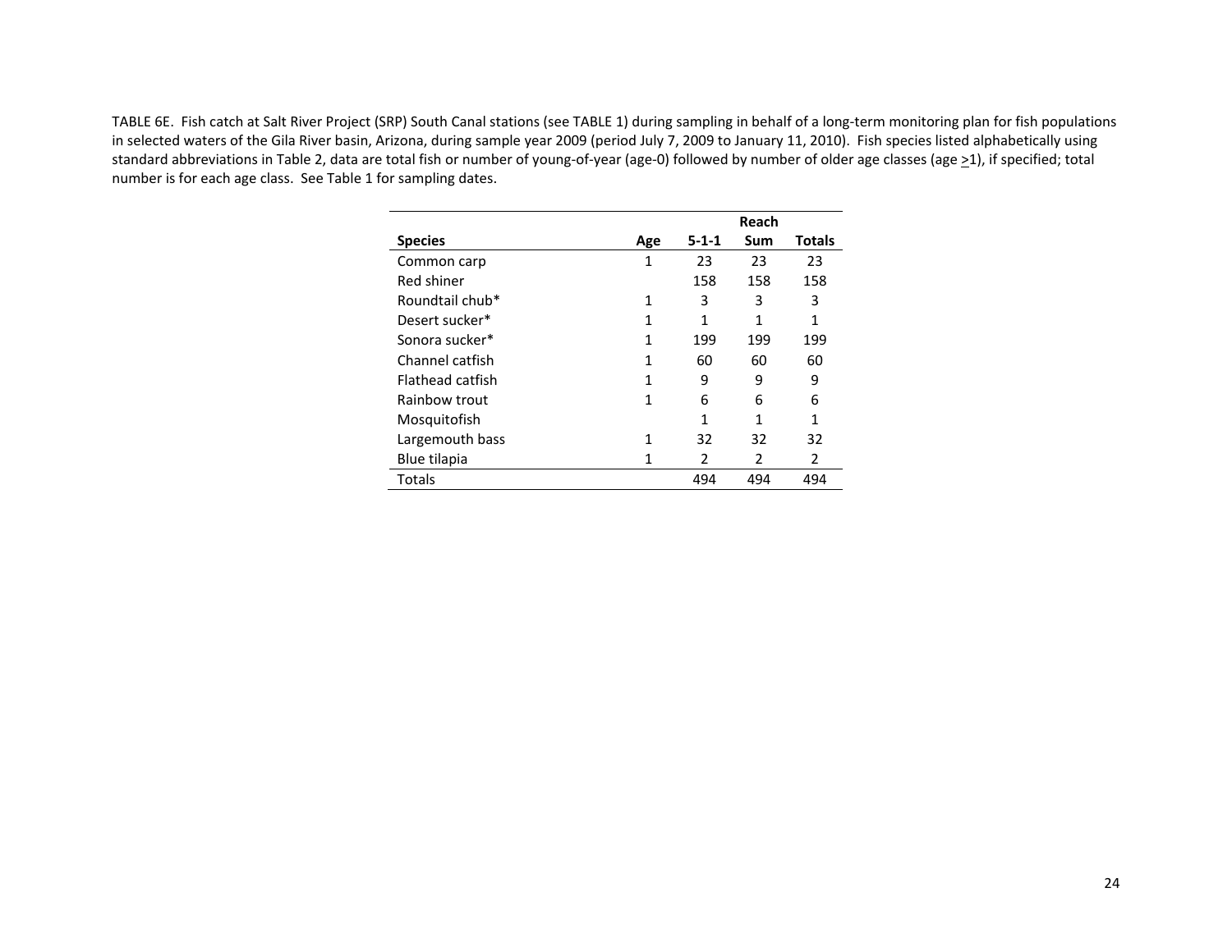TABLE 6E. Fish catch at Salt River Project (SRP) South Canal stations (see TABLE 1) during sampling in behalf of a long-term monitoring plan for fish populations in selected waters of the Gila River basin, Arizona, during sample year 2009 (period July 7, 2009 to January 11, 2010). Fish species listed alphabetically using standard abbreviations in Table 2, data are total fish or number of young-of-year (age-0) followed by number of older age classes (age >1), if specified; total number is for each age class. See Table 1 for sampling dates.

| Species | Age | 5-1-1 | Reach Sum | Totals |
|---|---|---|---|---|
| Common carp | 1 | 23 | 23 | 23 |
| Red shiner | | 158 | 158 | 158 |
| Roundtail chub* | 1 | 3 | 3 | 3 |
| Desert sucker* | 1 | 1 | 1 | 1 |
| Sonora sucker* | 1 | 199 | 199 | 199 |
| Channel catfish | 1 | 60 | 60 | 60 |
| Flathead catfish | 1 | 9 | 9 | 9 |
| Rainbow trout | 1 | 6 | 6 | 6 |
| Mosquitofish | | 1 | 1 | 1 |
| Largemouth bass | 1 | 32 | 32 | 32 |
| Blue tilapia | 1 | 2 | 2 | 2 |
| Totals | | 494 | 494 | 494 |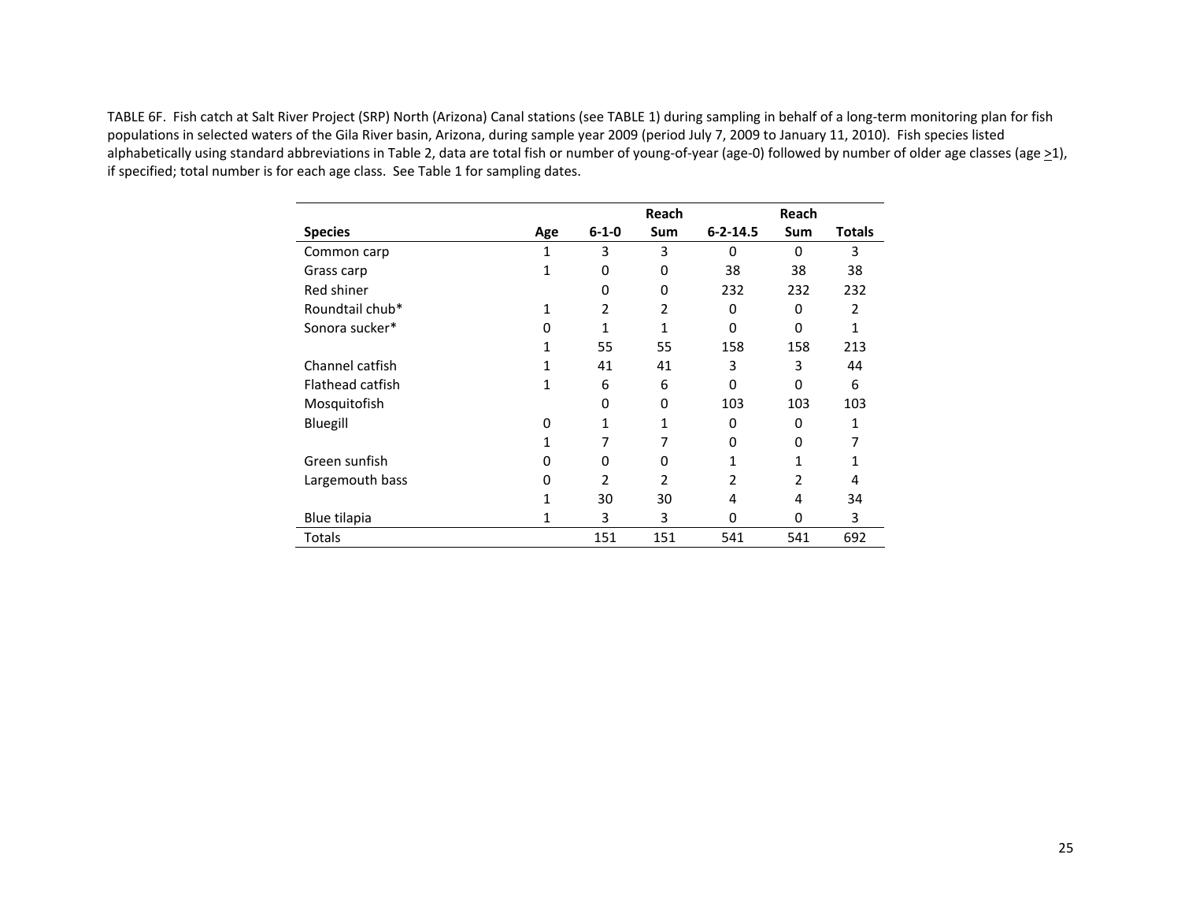TABLE 6F. Fish catch at Salt River Project (SRP) North (Arizona) Canal stations (see TABLE 1) during sampling in behalf of a long-term monitoring plan for fish populations in selected waters of the Gila River basin, Arizona, during sample year 2009 (period July 7, 2009 to January 11, 2010). Fish species listed alphabetically using standard abbreviations in Table 2, data are total fish or number of young-of-year (age-0) followed by number of older age classes (age ≥1), if specified; total number is for each age class. See Table 1 for sampling dates.

| Species | Age | 6-1-0 | Reach Sum | 6-2-14.5 | Reach Sum | Totals |
|---|---|---|---|---|---|---|
| Common carp | 1 | 3 | 3 | 0 | 0 | 3 |
| Grass carp | 1 | 0 | 0 | 38 | 38 | 38 |
| Red shiner | | 0 | 0 | 232 | 232 | 232 |
| Roundtail chub* | 1 | 2 | 2 | 0 | 0 | 2 |
| Sonora sucker* | 0 | 1 | 1 | 0 | 0 | 1 |
| | 1 | 55 | 55 | 158 | 158 | 213 |
| Channel catfish | 1 | 41 | 41 | 3 | 3 | 44 |
| Flathead catfish | 1 | 6 | 6 | 0 | 0 | 6 |
| Mosquitofish | | 0 | 0 | 103 | 103 | 103 |
| Bluegill | 0 | 1 | 1 | 0 | 0 | 1 |
| | 1 | 7 | 7 | 0 | 0 | 7 |
| Green sunfish | 0 | 0 | 0 | 1 | 1 | 1 |
| Largemouth bass | 0 | 2 | 2 | 2 | 2 | 4 |
| | 1 | 30 | 30 | 4 | 4 | 34 |
| Blue tilapia | 1 | 3 | 3 | 0 | 0 | 3 |
| Totals | | 151 | 151 | 541 | 541 | 692 |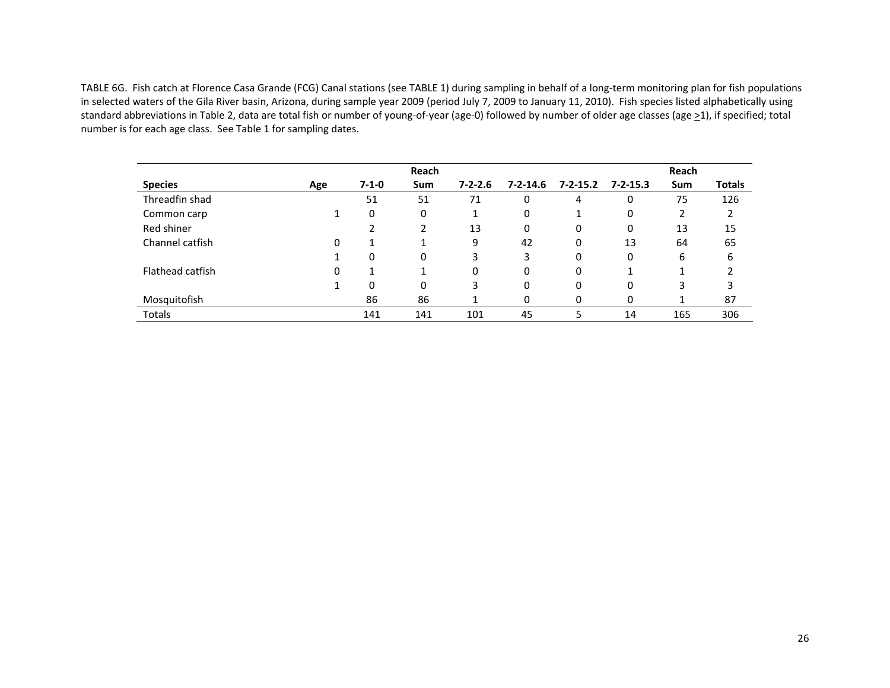TABLE 6G. Fish catch at Florence Casa Grande (FCG) Canal stations (see TABLE 1) during sampling in behalf of a long-term monitoring plan for fish populations in selected waters of the Gila River basin, Arizona, during sample year 2009 (period July 7, 2009 to January 11, 2010). Fish species listed alphabetically using standard abbreviations in Table 2, data are total fish or number of young-of-year (age-0) followed by number of older age classes (age $\geq$1), if specified; total number is for each age class. See Table 1 for sampling dates.

| Species | Age | 7-1-0 | Reach Sum | 7-2-2.6 | 7-2-14.6 | 7-2-15.2 | 7-2-15.3 | Reach Sum | Totals |
|---|---|---|---|---|---|---|---|---|---|
| Threadfin shad | | 51 | 51 | 71 | 0 | 4 | 0 | 75 | 126 |
| Common carp | 1 | 0 | 0 | 1 | 0 | 1 | 0 | 2 | 2 |
| Red shiner | | 2 | 2 | 13 | 0 | 0 | 0 | 13 | 15 |
| Channel catfish | 0 | 1 | 1 | 9 | 42 | 0 | 13 | 64 | 65 |
| | 1 | 0 | 0 | 3 | 3 | 0 | 0 | 6 | 6 |
| Flathead catfish | 0 | 1 | 1 | 0 | 0 | 0 | 1 | 1 | 2 |
| | 1 | 0 | 0 | 3 | 0 | 0 | 0 | 3 | 3 |
| Mosquitofish | | 86 | 86 | 1 | 0 | 0 | 0 | 1 | 87 |
| Totals | | 141 | 141 | 101 | 45 | 5 | 14 | 165 | 306 |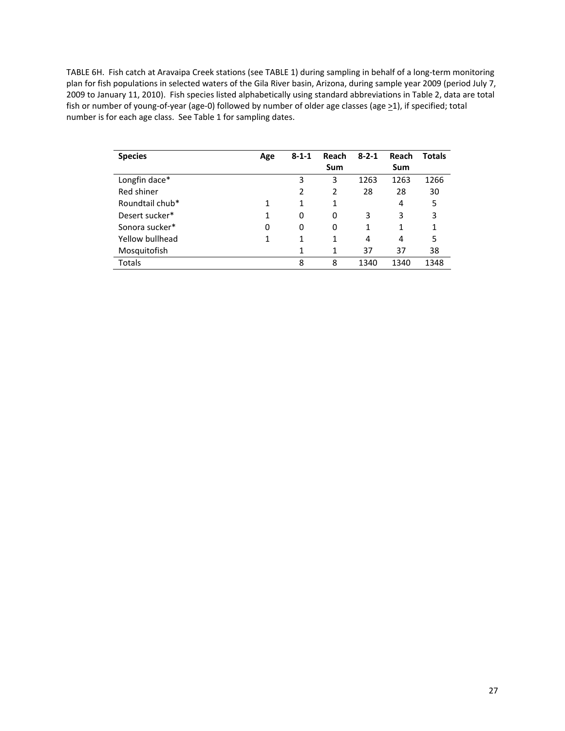TABLE 6H. Fish catch at Aravaipa Creek stations (see TABLE 1) during sampling in behalf of a long-term monitoring plan for fish populations in selected waters of the Gila River basin, Arizona, during sample year 2009 (period July 7, 2009 to January 11, 2010). Fish species listed alphabetically using standard abbreviations in Table 2, data are total fish or number of young-of-year (age-0) followed by number of older age classes (age >1), if specified; total number is for each age class. See Table 1 for sampling dates.

| **Species** | **Age** | **8-1-1** | **Reach Sum** | **8-2-1** | **Reach Sum** | **Totals** |
|---|---|---|---|---|---|---|
| Longfin dace* | | 3 | 3 | 1263 | 1263 | 1266 |
| Red shiner | | 2 | 2 | 28 | 28 | 30 |
| Roundtail chub* | 1 | 1 | 1 | | 4 | 5 |
| Desert sucker* | 1 | 0 | 0 | 3 | 3 | 3 |
| Sonora sucker* | 0 | 0 | 0 | 1 | 1 | 1 |
| Yellow bullhead | 1 | 1 | 1 | 4 | 4 | 5 |
| Mosquitofish | | 1 | 1 | 37 | 37 | 38 |
| Totals | | 8 | 8 | 1340 | 1340 | 1348 |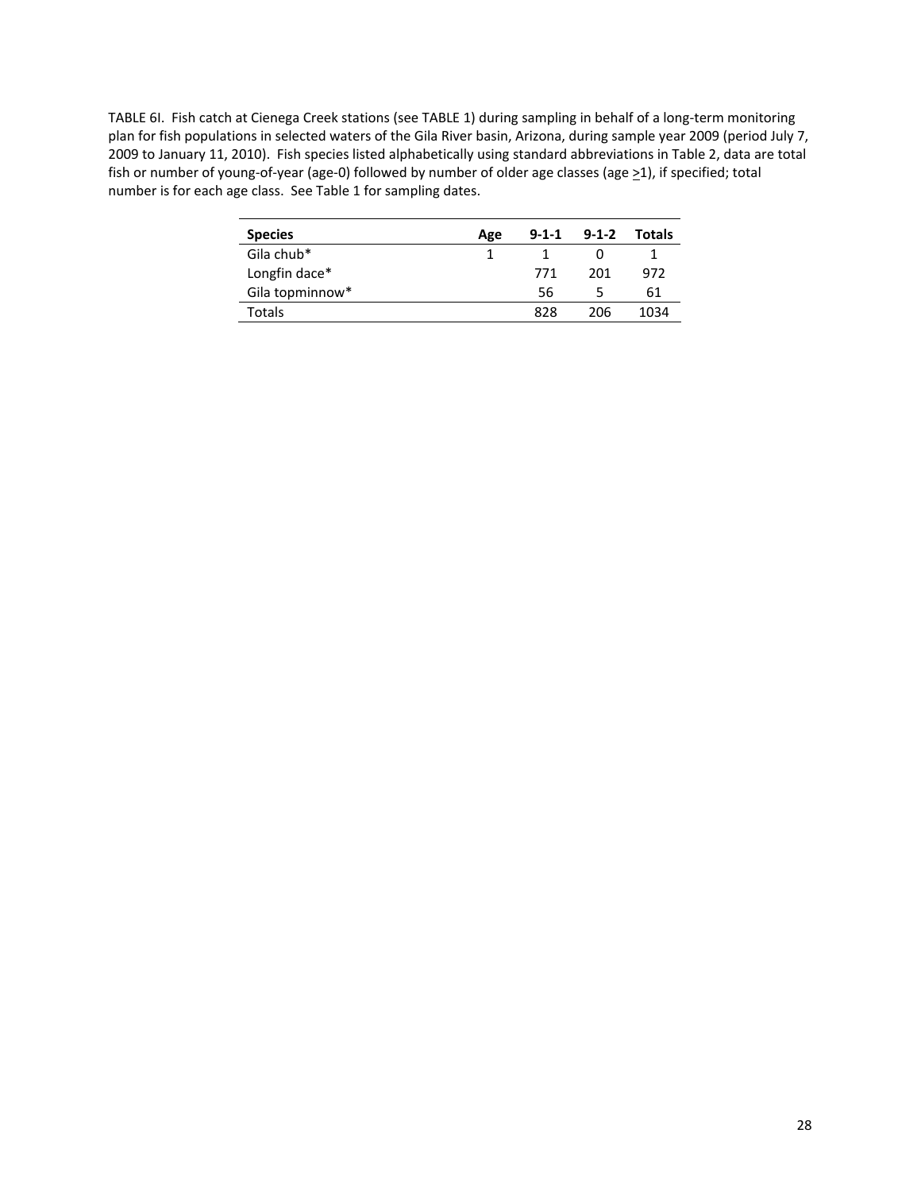TABLE 6I. Fish catch at Cienega Creek stations (see TABLE 1) during sampling in behalf of a long-term monitoring plan for fish populations in selected waters of the Gila River basin, Arizona, during sample year 2009 (period July 7, 2009 to January 11, 2010). Fish species listed alphabetically using standard abbreviations in Table 2, data are total fish or number of young-of-year (age-0) followed by number of older age classes (age $\geq$1), if specified; total number is for each age class. See Table 1 for sampling dates.

| **Species** | **Age** | **9-1-1** | **9-1-2** | **Totals** |
|---|---|---|---|---|
| Gila chub* | 1 | 1 | 0 | 1 |
| Longfin dace* | | 771 | 201 | 972 |
| Gila topminnow* | | 56 | 5 | 61 |
| Totals | | 828 | 206 | 1034 |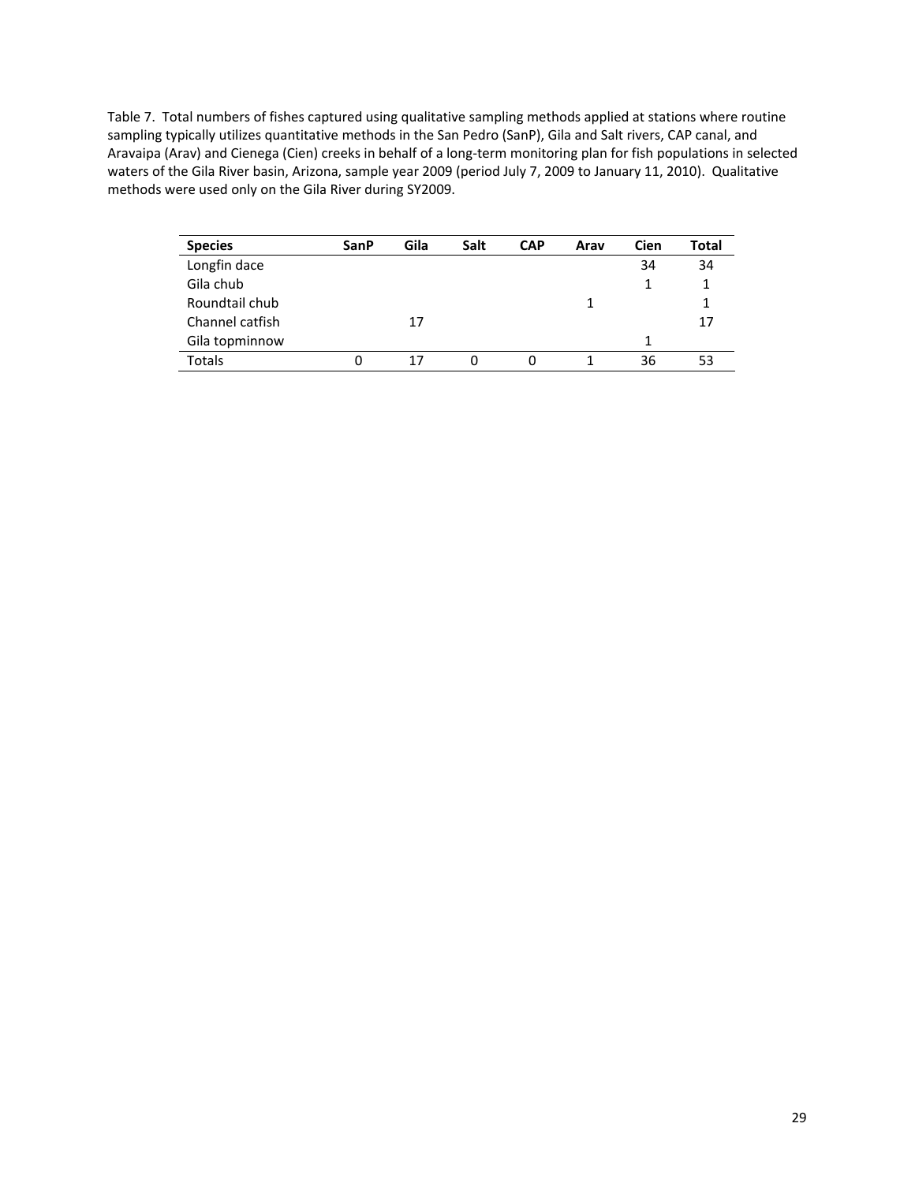Table 7. Total numbers of fishes captured using qualitative sampling methods applied at stations where routine sampling typically utilizes quantitative methods in the San Pedro (SanP), Gila and Salt rivers, CAP canal, and Aravaipa (Arav) and Cienega (Cien) creeks in behalf of a long-term monitoring plan for fish populations in selected waters of the Gila River basin, Arizona, sample year 2009 (period July 7, 2009 to January 11, 2010). Qualitative methods were used only on the Gila River during SY2009.

| Species | SanP | Gila | Salt | CAP | Arav | Cien | Total |
|---|---|---|---|---|---|---|---|
| Longfin dace | | | | | | 34 | 34 |
| Gila chub | | | | | | 1 | 1 |
| Roundtail chub | | | | | 1 | | 1 |
| Channel catfish | | 17 | | | | | 17 |
| Gila topminnow | | | | | | 1 | |
| Totals | 0 | 17 | 0 | 0 | 1 | 36 | 53 |